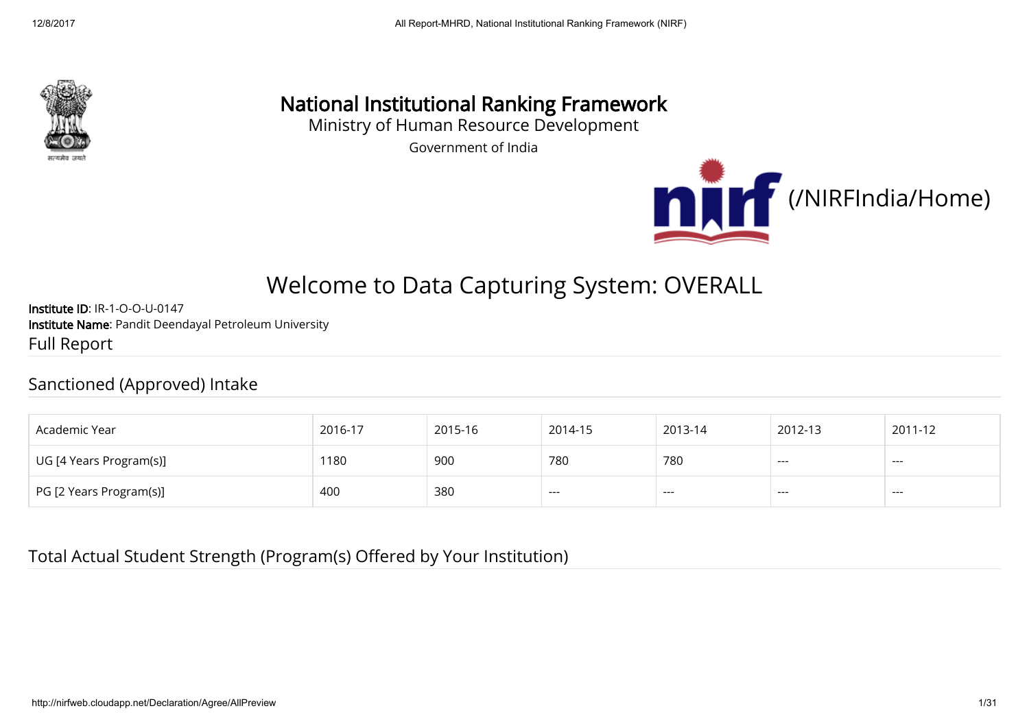# National Institutional Ranking Framework

Ministry of Human Resource Development

Government of India

(/NIRFIndia/Home)

## Welcome to Data Capturing System: OVERALL

**Institute ID**: IR-1-O-O-U-0147
**Institute Name**: Pandit Deendayal Petroleum University

Full Report

### Sanctioned (Approved) Intake

| Academic Year | 2016-17 | 2015-16 | 2014-15 | 2013-14 | 2012-13 | 2011-12 |
|---|---|---|---|---|---|---|
| UG [4 Years Program(s)] | 1180 | 900 | 780 | 780 | --- | --- |
| PG [2 Years Program(s)] | 400 | 380 | --- | --- | --- | --- |

### Total Actual Student Strength (Program(s) Offered by Your Institution)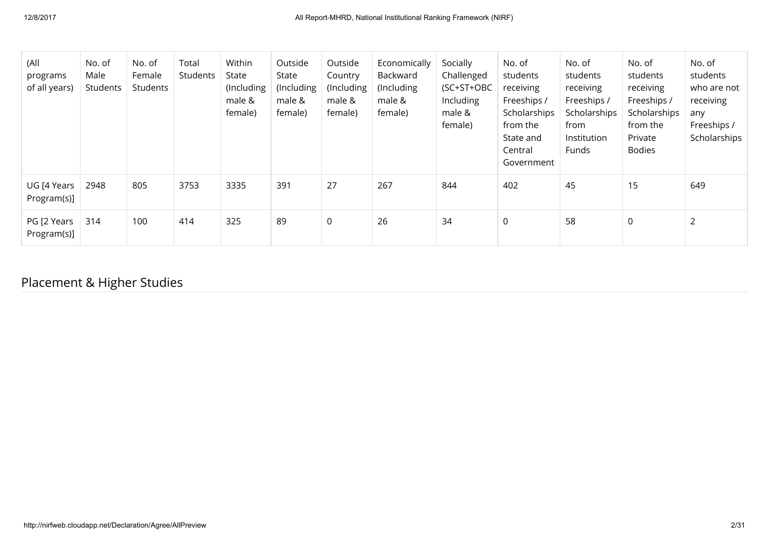| (All programs of all years) | No. of Male Students | No. of Female Students | Total Students | Within State (Including male & female) | Outside State (Including male & female) | Outside Country (Including male & female) | Economically Backward (Including male & female) | Socially Challenged (SC+ST+OBC Including male & female) | No. of students receiving Freeships / Scholarships from the State and Central Government | No. of students receiving Freeships / Scholarships from Institution Funds | No. of students receiving Freeships / Scholarships from the Private Bodies | No. of students who are not receiving any Freeships / Scholarships |
|---|---|---|---|---|---|---|---|---|---|---|---|---|
| UG [4 Years Program(s)] | 2948 | 805 | 3753 | 3335 | 391 | 27 | 267 | 844 | 402 | 45 | 15 | 649 |
| PG [2 Years Program(s)] | 314 | 100 | 414 | 325 | 89 | 0 | 26 | 34 | 0 | 58 | 0 | 2 |

## Placement & Higher Studies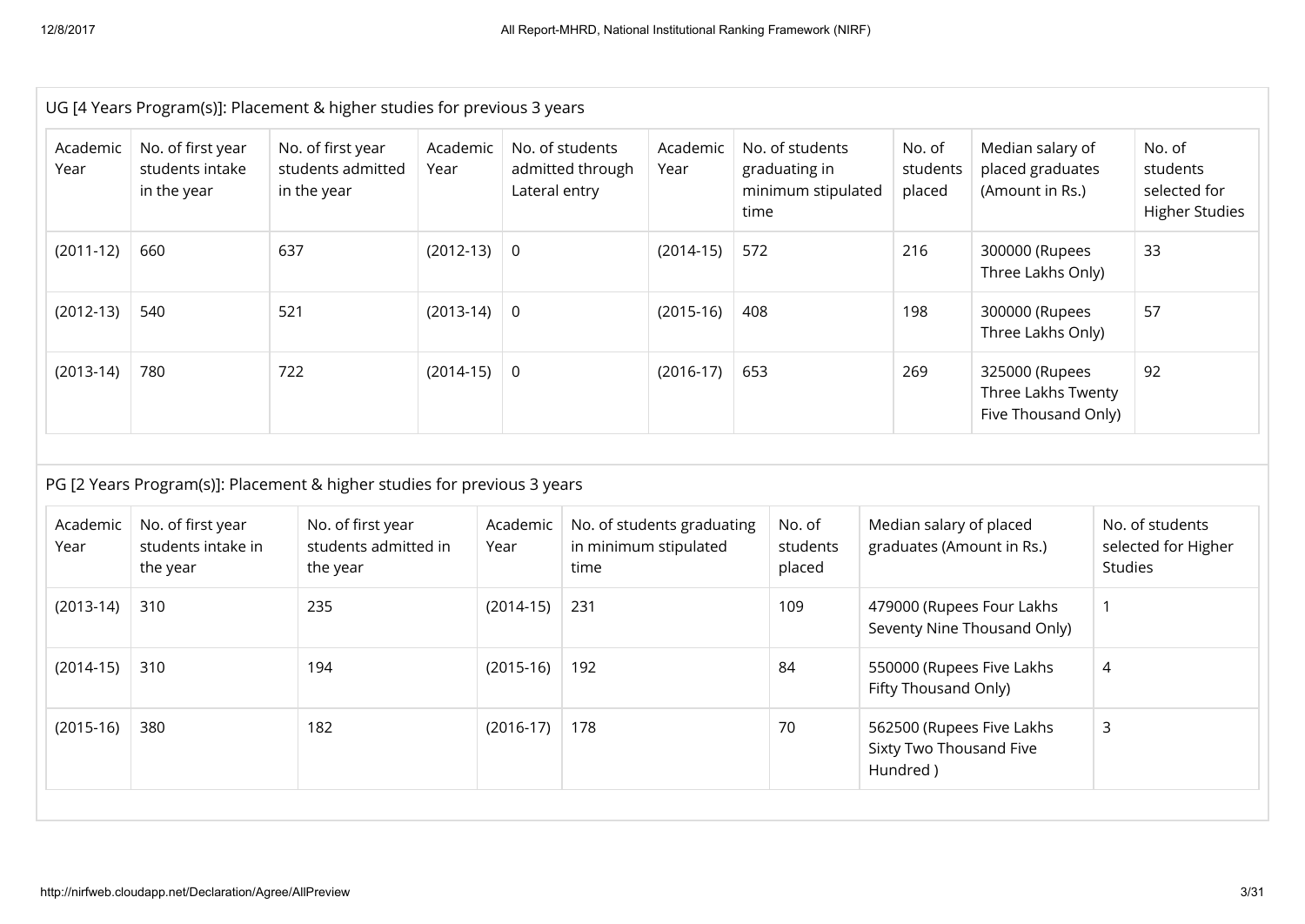UG [4 Years Program(s)]: Placement & higher studies for previous 3 years

| Academic Year | No. of first year students intake in the year | No. of first year students admitted in the year | Academic Year | No. of students admitted through Lateral entry | Academic Year | No. of students graduating in minimum stipulated time | No. of students placed | Median salary of placed graduates (Amount in Rs.) | No. of students selected for Higher Studies |
|---|---|---|---|---|---|---|---|---|---|
| (2011-12) | 660 | 637 | (2012-13) | 0 | (2014-15) | 572 | 216 | 300000 (Rupees Three Lakhs Only) | 33 |
| (2012-13) | 540 | 521 | (2013-14) | 0 | (2015-16) | 408 | 198 | 300000 (Rupees Three Lakhs Only) | 57 |
| (2013-14) | 780 | 722 | (2014-15) | 0 | (2016-17) | 653 | 269 | 325000 (Rupees Three Lakhs Twenty Five Thousand Only) | 92 |

PG [2 Years Program(s)]: Placement & higher studies for previous 3 years

| Academic Year | No. of first year students intake in the year | No. of first year students admitted in the year | Academic Year | No. of students graduating in minimum stipulated time | No. of students placed | Median salary of placed graduates (Amount in Rs.) | No. of students selected for Higher Studies |
|---|---|---|---|---|---|---|---|
| (2013-14) | 310 | 235 | (2014-15) | 231 | 109 | 479000 (Rupees Four Lakhs Seventy Nine Thousand Only) | 1 |
| (2014-15) | 310 | 194 | (2015-16) | 192 | 84 | 550000 (Rupees Five Lakhs Fifty Thousand Only) | 4 |
| (2015-16) | 380 | 182 | (2016-17) | 178 | 70 | 562500 (Rupees Five Lakhs Sixty Two Thousand Five Hundred ) | 3 |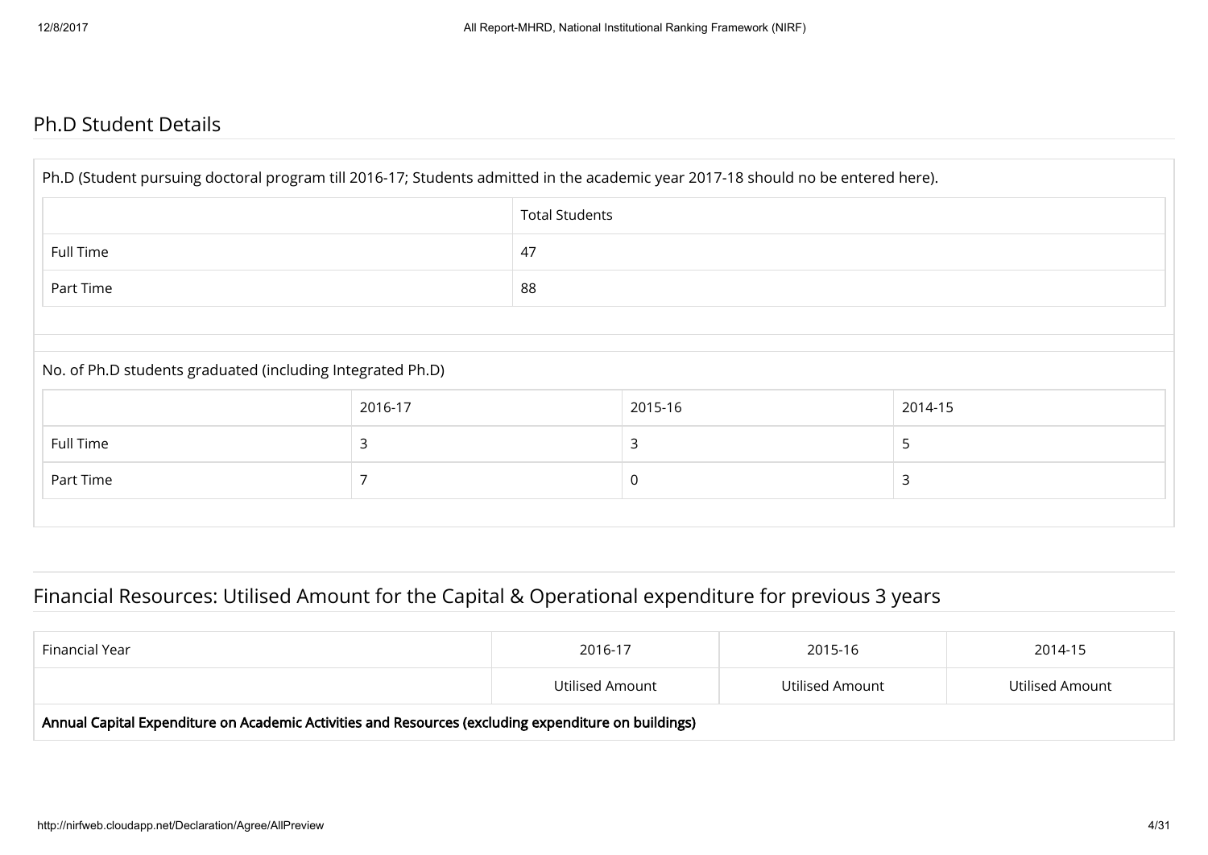## Ph.D Student Details

Ph.D (Student pursuing doctoral program till 2016-17; Students admitted in the academic year 2017-18 should no be entered here).

| | Total Students |
|---|---|
| Full Time | 47 |
| Part Time | 88 |

No. of Ph.D students graduated (including Integrated Ph.D)

| | 2016-17 | 2015-16 | 2014-15 |
|---|---|---|---|
| Full Time | 3 | 3 | 5 |
| Part Time | 7 | 0 | 3 |

## Financial Resources: Utilised Amount for the Capital & Operational expenditure for previous 3 years

| Financial Year | 2016-17 | 2015-16 | 2014-15 |
|---|---|---|---|
| | Utilised Amount | Utilised Amount | Utilised Amount |
| **Annual Capital Expenditure on Academic Activities and Resources (excluding expenditure on buildings)** | | | |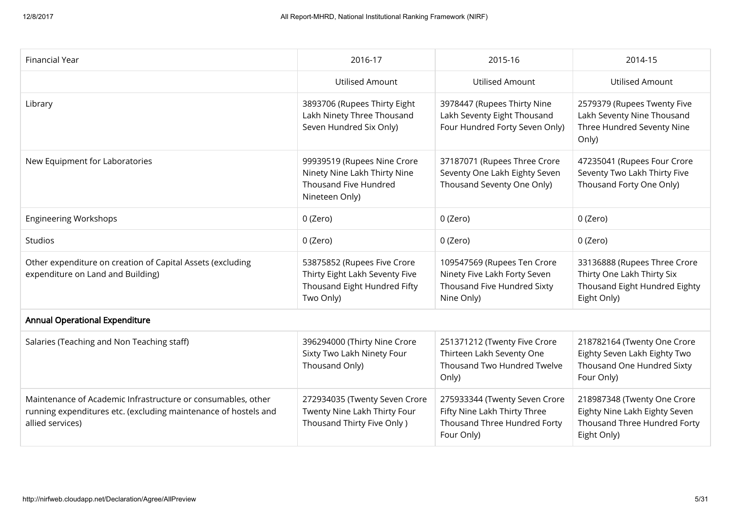| Financial Year | 2016-17 | 2015-16 | 2014-15 |
| --- | --- | --- | --- |
| | Utilised Amount | Utilised Amount | Utilised Amount |
| Library | 3893706 (Rupees Thirty Eight Lakh Ninety Three Thousand Seven Hundred Six Only) | 3978447 (Rupees Thirty Nine Lakh Seventy Eight Thousand Four Hundred Forty Seven Only) | 2579379 (Rupees Twenty Five Lakh Seventy Nine Thousand Three Hundred Seventy Nine Only) |
| New Equipment for Laboratories | 99939519 (Rupees Nine Crore Ninety Nine Lakh Thirty Nine Thousand Five Hundred Nineteen Only) | 37187071 (Rupees Three Crore Seventy One Lakh Eighty Seven Thousand Seventy One Only) | 47235041 (Rupees Four Crore Seventy Two Lakh Thirty Five Thousand Forty One Only) |
| Engineering Workshops | 0 (Zero) | 0 (Zero) | 0 (Zero) |
| Studios | 0 (Zero) | 0 (Zero) | 0 (Zero) |
| Other expenditure on creation of Capital Assets (excluding expenditure on Land and Building) | 53875852 (Rupees Five Crore Thirty Eight Lakh Seventy Five Thousand Eight Hundred Fifty Two Only) | 109547569 (Rupees Ten Crore Ninety Five Lakh Forty Seven Thousand Five Hundred Sixty Nine Only) | 33136888 (Rupees Three Crore Thirty One Lakh Thirty Six Thousand Eight Hundred Eighty Eight Only) |
| **Annual Operational Expenditure** | | | |
| Salaries (Teaching and Non Teaching staff) | 396294000 (Thirty Nine Crore Sixty Two Lakh Ninety Four Thousand Only) | 251371212 (Twenty Five Crore Thirteen Lakh Seventy One Thousand Two Hundred Twelve Only) | 218782164 (Twenty One Crore Eighty Seven Lakh Eighty Two Thousand One Hundred Sixty Four Only) |
| Maintenance of Academic Infrastructure or consumables, other running expenditures etc. (excluding maintenance of hostels and allied services) | 272934035 (Twenty Seven Crore Twenty Nine Lakh Thirty Four Thousand Thirty Five Only ) | 275933344 (Twenty Seven Crore Fifty Nine Lakh Thirty Three Thousand Three Hundred Forty Four Only) | 218987348 (Twenty One Crore Eighty Nine Lakh Eighty Seven Thousand Three Hundred Forty Eight Only) |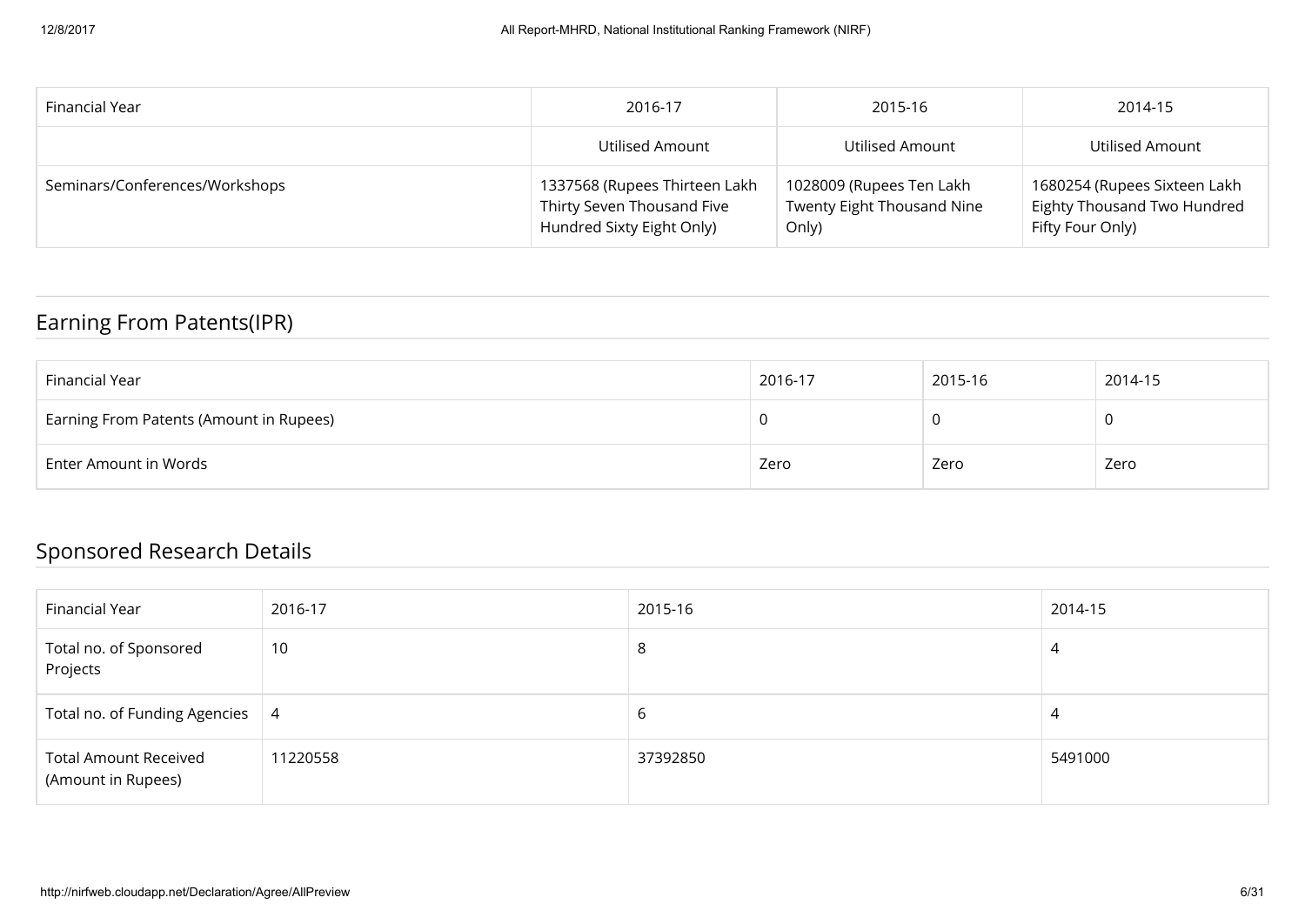| Financial Year | 2016-17 | 2015-16 | 2014-15 |
| --- | --- | --- | --- |
| | Utilised Amount | Utilised Amount | Utilised Amount |
| Seminars/Conferences/Workshops | 1337568 (Rupees Thirteen Lakh Thirty Seven Thousand Five Hundred Sixty Eight Only) | 1028009 (Rupees Ten Lakh Twenty Eight Thousand Nine Only) | 1680254 (Rupees Sixteen Lakh Eighty Thousand Two Hundred Fifty Four Only) |

## Earning From Patents(IPR)

| Financial Year | 2016-17 | 2015-16 | 2014-15 |
| --- | --- | --- | --- |
| Earning From Patents (Amount in Rupees) | 0 | 0 | 0 |
| Enter Amount in Words | Zero | Zero | Zero |

## Sponsored Research Details

| Financial Year | 2016-17 | 2015-16 | 2014-15 |
| --- | --- | --- | --- |
| Total no. of Sponsored Projects | 10 | 8 | 4 |
| Total no. of Funding Agencies | 4 | 6 | 4 |
| Total Amount Received (Amount in Rupees) | 11220558 | 37392850 | 5491000 |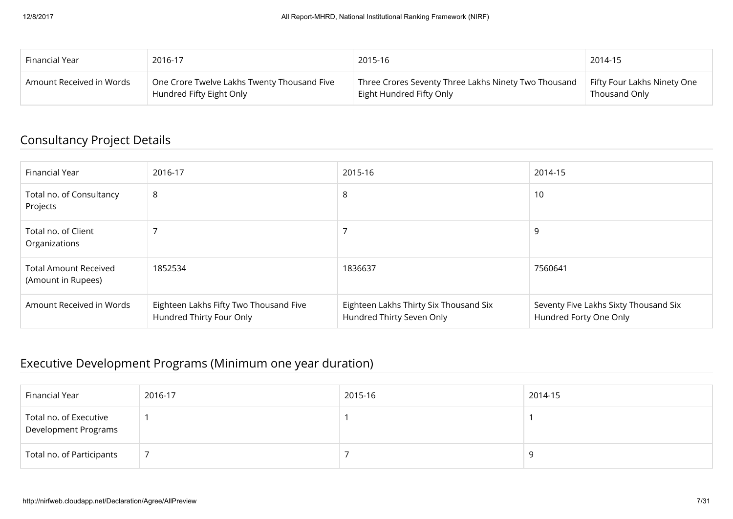| Financial Year | 2016-17 | 2015-16 | 2014-15 |
| --- | --- | --- | --- |
| Amount Received in Words | One Crore Twelve Lakhs Twenty Thousand Five Hundred Fifty Eight Only | Three Crores Seventy Three Lakhs Ninety Two Thousand Eight Hundred Fifty Only | Fifty Four Lakhs Ninety One Thousand Only |

## Consultancy Project Details

| Financial Year | 2016-17 | 2015-16 | 2014-15 |
| --- | --- | --- | --- |
| Total no. of Consultancy Projects | 8 | 8 | 10 |
| Total no. of Client Organizations | 7 | 7 | 9 |
| Total Amount Received (Amount in Rupees) | 1852534 | 1836637 | 7560641 |
| Amount Received in Words | Eighteen Lakhs Fifty Two Thousand Five Hundred Thirty Four Only | Eighteen Lakhs Thirty Six Thousand Six Hundred Thirty Seven Only | Seventy Five Lakhs Sixty Thousand Six Hundred Forty One Only |

## Executive Development Programs (Minimum one year duration)

| Financial Year | 2016-17 | 2015-16 | 2014-15 |
| --- | --- | --- | --- |
| Total no. of Executive Development Programs | 1 | 1 | 1 |
| Total no. of Participants | 7 | 7 | 9 |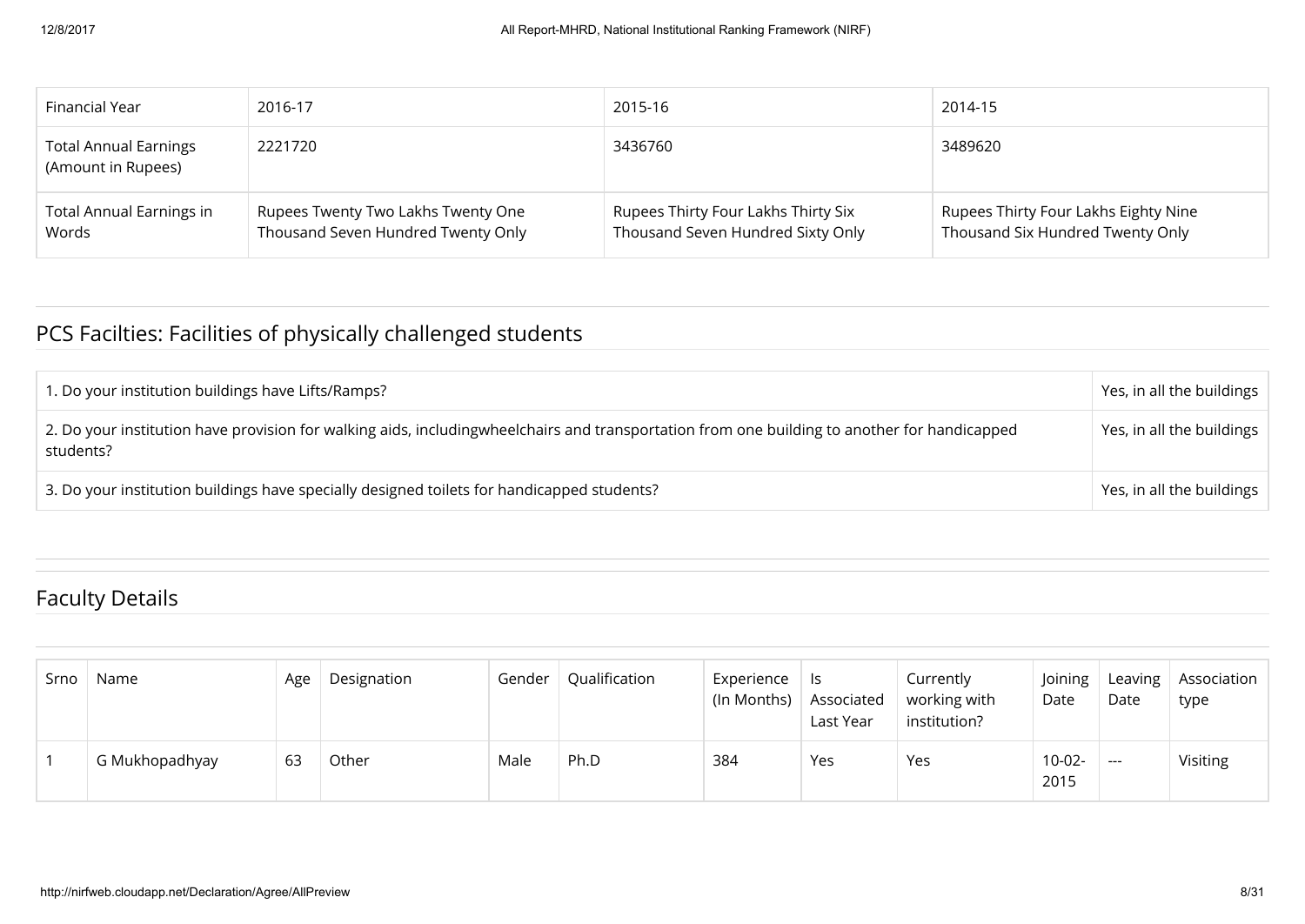| Financial Year | 2016-17 | 2015-16 | 2014-15 |
| --- | --- | --- | --- |
| Total Annual Earnings (Amount in Rupees) | 2221720 | 3436760 | 3489620 |
| Total Annual Earnings in Words | Rupees Twenty Two Lakhs Twenty One Thousand Seven Hundred Twenty Only | Rupees Thirty Four Lakhs Thirty Six Thousand Seven Hundred Sixty Only | Rupees Thirty Four Lakhs Eighty Nine Thousand Six Hundred Twenty Only |

## PCS Facilties: Facilities of physically challenged students

| | |
| --- | --- |
| 1. Do your institution buildings have Lifts/Ramps? | Yes, in all the buildings |
| 2. Do your institution have provision for walking aids, includingwheelchairs and transportation from one building to another for handicapped students? | Yes, in all the buildings |
| 3. Do your institution buildings have specially designed toilets for handicapped students? | Yes, in all the buildings |

## Faculty Details

| Srno | Name | Age | Designation | Gender | Qualification | Experience (In Months) | Is Associated Last Year | Currently working with institution? | Joining Date | Leaving Date | Association type |
| --- | --- | --- | --- | --- | --- | --- | --- | --- | --- | --- | --- |
| 1 | G Mukhopadhyay | 63 | Other | Male | Ph.D | 384 | Yes | Yes | 10-02-2015 | --- | Visiting |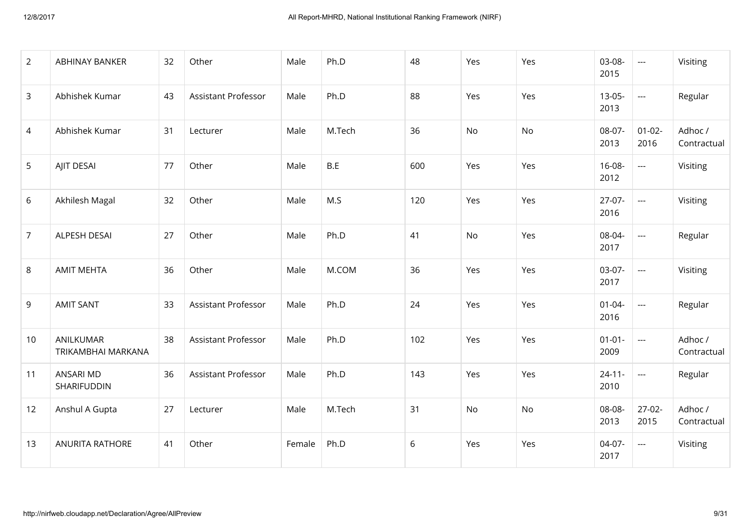| | | | | | | | | | | | |
|---|---|---|---|---|---|---|---|---|---|---|---|
| 2 | ABHINAY BANKER | 32 | Other | Male | Ph.D | 48 | Yes | Yes | 03-08-2015 | --- | Visiting |
| 3 | Abhishek Kumar | 43 | Assistant Professor | Male | Ph.D | 88 | Yes | Yes | 13-05-2013 | --- | Regular |
| 4 | Abhishek Kumar | 31 | Lecturer | Male | M.Tech | 36 | No | No | 08-07-2013 | 01-02-2016 | Adhoc / Contractual |
| 5 | AJIT DESAI | 77 | Other | Male | B.E | 600 | Yes | Yes | 16-08-2012 | --- | Visiting |
| 6 | Akhilesh Magal | 32 | Other | Male | M.S | 120 | Yes | Yes | 27-07-2016 | --- | Visiting |
| 7 | ALPESH DESAI | 27 | Other | Male | Ph.D | 41 | No | Yes | 08-04-2017 | --- | Regular |
| 8 | AMIT MEHTA | 36 | Other | Male | M.COM | 36 | Yes | Yes | 03-07-2017 | --- | Visiting |
| 9 | AMIT SANT | 33 | Assistant Professor | Male | Ph.D | 24 | Yes | Yes | 01-04-2016 | --- | Regular |
| 10 | ANILKUMAR TRIKAMBHAI MARKANA | 38 | Assistant Professor | Male | Ph.D | 102 | Yes | Yes | 01-01-2009 | --- | Adhoc / Contractual |
| 11 | ANSARI MD SHARIFUDDIN | 36 | Assistant Professor | Male | Ph.D | 143 | Yes | Yes | 24-11-2010 | --- | Regular |
| 12 | Anshul A Gupta | 27 | Lecturer | Male | M.Tech | 31 | No | No | 08-08-2013 | 27-02-2015 | Adhoc / Contractual |
| 13 | ANURITA RATHORE | 41 | Other | Female | Ph.D | 6 | Yes | Yes | 04-07-2017 | --- | Visiting |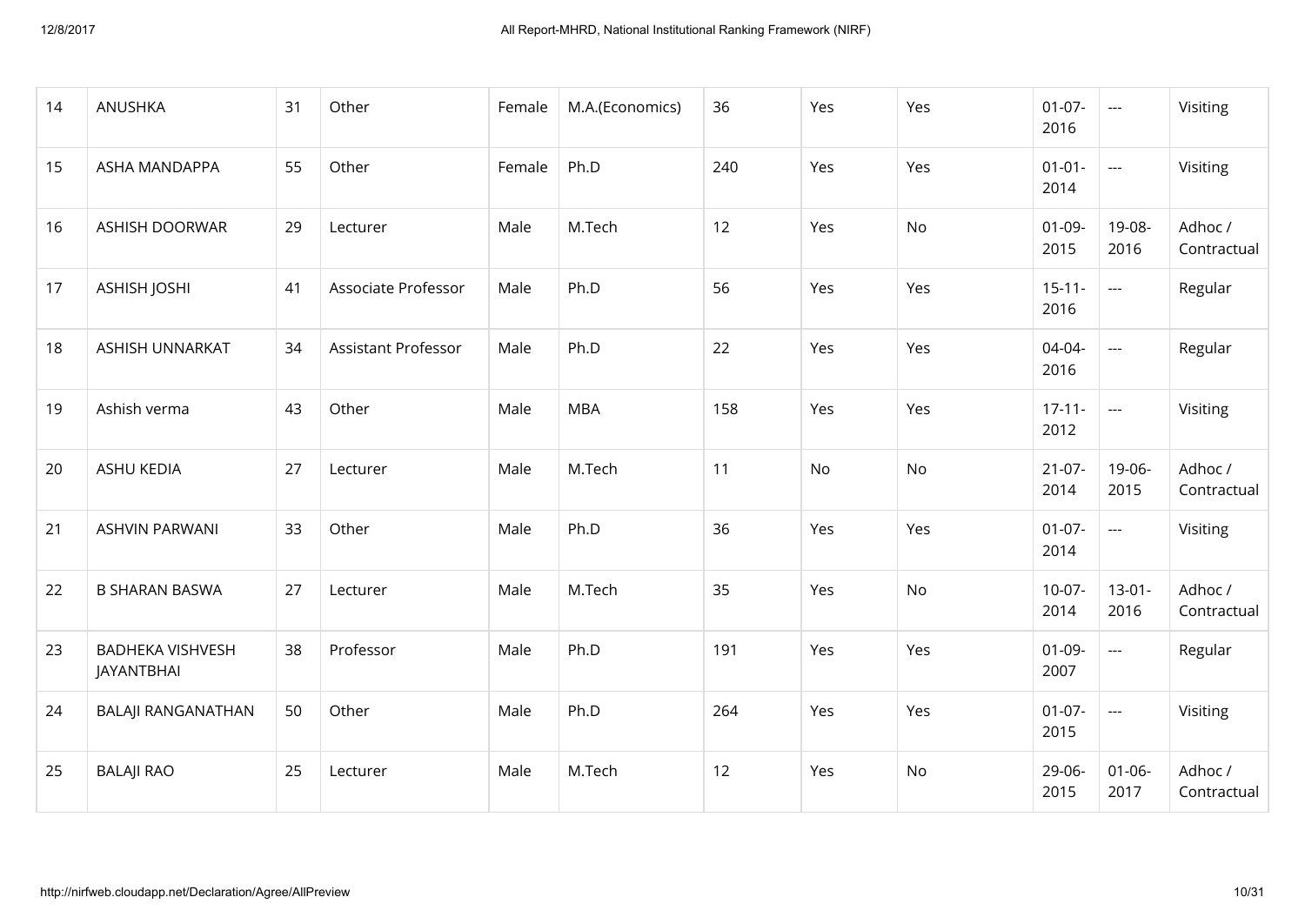| 14 | ANUSHKA | 31 | Other | Female | M.A.(Economics) | 36 | Yes | Yes | 01-07-2016 | --- | Visiting |
|---|---|---|---|---|---|---|---|---|---|---|---|
| 15 | ASHA MANDAPPA | 55 | Other | Female | Ph.D | 240 | Yes | Yes | 01-01-2014 | --- | Visiting |
| 16 | ASHISH DOORWAR | 29 | Lecturer | Male | M.Tech | 12 | Yes | No | 01-09-2015 | 19-08-2016 | Adhoc / Contractual |
| 17 | ASHISH JOSHI | 41 | Associate Professor | Male | Ph.D | 56 | Yes | Yes | 15-11-2016 | --- | Regular |
| 18 | ASHISH UNNARKAT | 34 | Assistant Professor | Male | Ph.D | 22 | Yes | Yes | 04-04-2016 | --- | Regular |
| 19 | Ashish verma | 43 | Other | Male | MBA | 158 | Yes | Yes | 17-11-2012 | --- | Visiting |
| 20 | ASHU KEDIA | 27 | Lecturer | Male | M.Tech | 11 | No | No | 21-07-2014 | 19-06-2015 | Adhoc / Contractual |
| 21 | ASHVIN PARWANI | 33 | Other | Male | Ph.D | 36 | Yes | Yes | 01-07-2014 | --- | Visiting |
| 22 | B SHARAN BASWA | 27 | Lecturer | Male | M.Tech | 35 | Yes | No | 10-07-2014 | 13-01-2016 | Adhoc / Contractual |
| 23 | BADHEKA VISHVESH JAYANTBHAI | 38 | Professor | Male | Ph.D | 191 | Yes | Yes | 01-09-2007 | --- | Regular |
| 24 | BALAJI RANGANATHAN | 50 | Other | Male | Ph.D | 264 | Yes | Yes | 01-07-2015 | --- | Visiting |
| 25 | BALAJI RAO | 25 | Lecturer | Male | M.Tech | 12 | Yes | No | 29-06-2015 | 01-06-2017 | Adhoc / Contractual |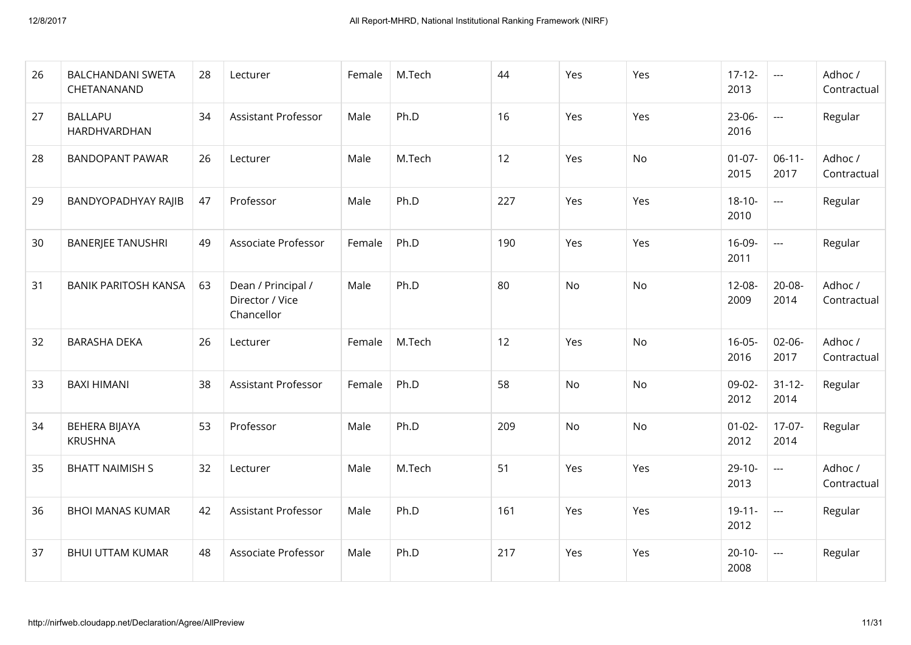| 26 | BALCHANDANI SWETA CHETANANAND | 28 | Lecturer | Female | M.Tech | 44 | Yes | Yes | 17-12-2013 | --- | Adhoc / Contractual |
|---|---|---|---|---|---|---|---|---|---|---|---|
| 27 | BALLAPU HARDHVARDHAN | 34 | Assistant Professor | Male | Ph.D | 16 | Yes | Yes | 23-06-2016 | --- | Regular |
| 28 | BANDOPANT PAWAR | 26 | Lecturer | Male | M.Tech | 12 | Yes | No | 01-07-2015 | 06-11-2017 | Adhoc / Contractual |
| 29 | BANDYOPADHYAY RAJIB | 47 | Professor | Male | Ph.D | 227 | Yes | Yes | 18-10-2010 | --- | Regular |
| 30 | BANERJEE TANUSHRI | 49 | Associate Professor | Female | Ph.D | 190 | Yes | Yes | 16-09-2011 | --- | Regular |
| 31 | BANIK PARITOSH KANSA | 63 | Dean / Principal / Director / Vice Chancellor | Male | Ph.D | 80 | No | No | 12-08-2009 | 20-08-2014 | Adhoc / Contractual |
| 32 | BARASHA DEKA | 26 | Lecturer | Female | M.Tech | 12 | Yes | No | 16-05-2016 | 02-06-2017 | Adhoc / Contractual |
| 33 | BAXI HIMANI | 38 | Assistant Professor | Female | Ph.D | 58 | No | No | 09-02-2012 | 31-12-2014 | Regular |
| 34 | BEHERA BIJAYA KRUSHNA | 53 | Professor | Male | Ph.D | 209 | No | No | 01-02-2012 | 17-07-2014 | Regular |
| 35 | BHATT NAIMISH S | 32 | Lecturer | Male | M.Tech | 51 | Yes | Yes | 29-10-2013 | --- | Adhoc / Contractual |
| 36 | BHOI MANAS KUMAR | 42 | Assistant Professor | Male | Ph.D | 161 | Yes | Yes | 19-11-2012 | --- | Regular |
| 37 | BHUI UTTAM KUMAR | 48 | Associate Professor | Male | Ph.D | 217 | Yes | Yes | 20-10-2008 | --- | Regular |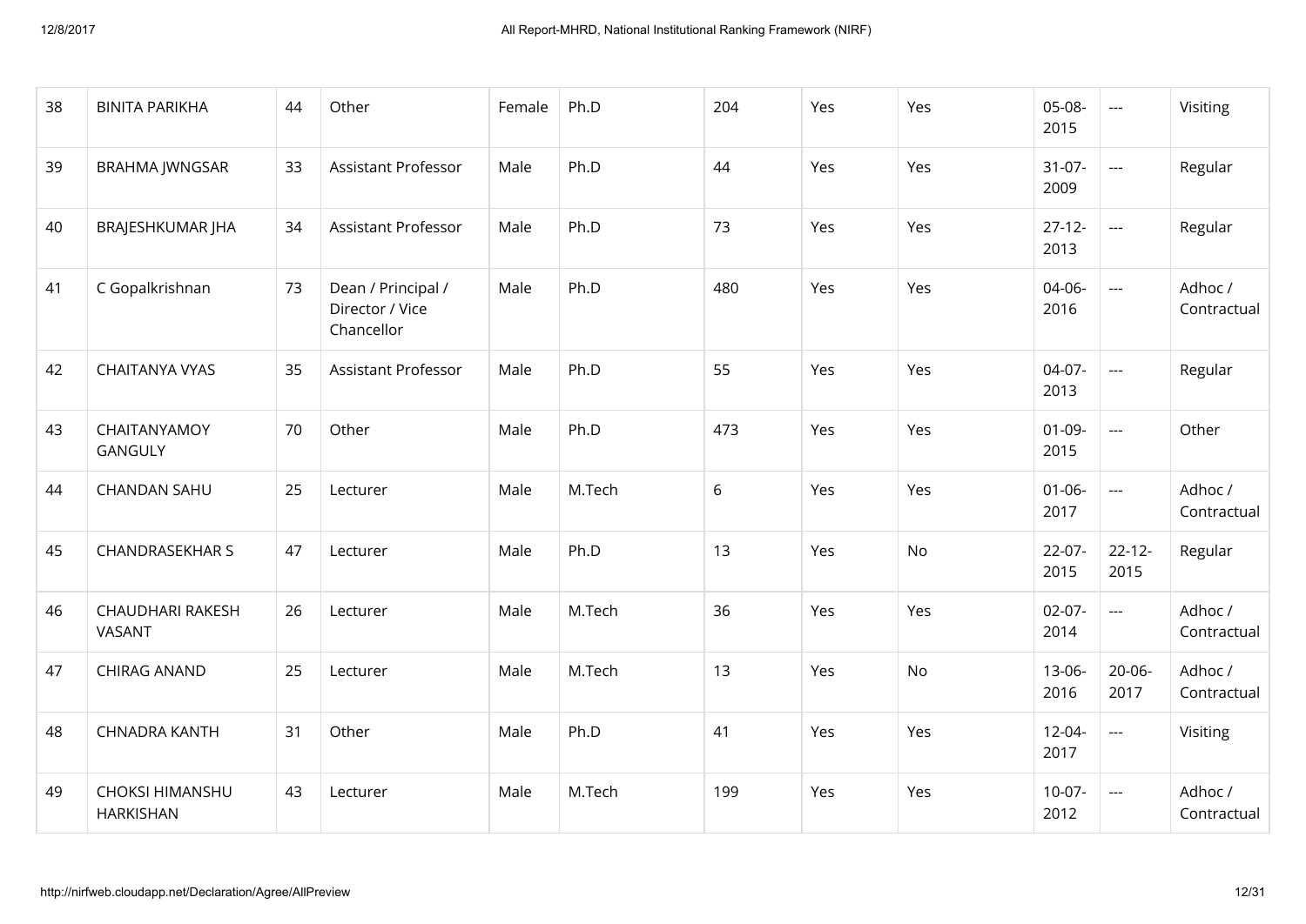| 38 | BINITA PARIKHA | 44 | Other | Female | Ph.D | 204 | Yes | Yes | 05-08-2015 | --- | Visiting |
|---|---|---|---|---|---|---|---|---|---|---|---|
| 39 | BRAHMA JWNGSAR | 33 | Assistant Professor | Male | Ph.D | 44 | Yes | Yes | 31-07-2009 | --- | Regular |
| 40 | BRAJESHKUMAR JHA | 34 | Assistant Professor | Male | Ph.D | 73 | Yes | Yes | 27-12-2013 | --- | Regular |
| 41 | C Gopalkrishnan | 73 | Dean / Principal / Director / Vice Chancellor | Male | Ph.D | 480 | Yes | Yes | 04-06-2016 | --- | Adhoc / Contractual |
| 42 | CHAITANYA VYAS | 35 | Assistant Professor | Male | Ph.D | 55 | Yes | Yes | 04-07-2013 | --- | Regular |
| 43 | CHAITANYAMOY GANGULY | 70 | Other | Male | Ph.D | 473 | Yes | Yes | 01-09-2015 | --- | Other |
| 44 | CHANDAN SAHU | 25 | Lecturer | Male | M.Tech | 6 | Yes | Yes | 01-06-2017 | --- | Adhoc / Contractual |
| 45 | CHANDRASEKHAR S | 47 | Lecturer | Male | Ph.D | 13 | Yes | No | 22-07-2015 | 22-12-2015 | Regular |
| 46 | CHAUDHARI RAKESH VASANT | 26 | Lecturer | Male | M.Tech | 36 | Yes | Yes | 02-07-2014 | --- | Adhoc / Contractual |
| 47 | CHIRAG ANAND | 25 | Lecturer | Male | M.Tech | 13 | Yes | No | 13-06-2016 | 20-06-2017 | Adhoc / Contractual |
| 48 | CHNADRA KANTH | 31 | Other | Male | Ph.D | 41 | Yes | Yes | 12-04-2017 | --- | Visiting |
| 49 | CHOKSI HIMANSHU HARKISHAN | 43 | Lecturer | Male | M.Tech | 199 | Yes | Yes | 10-07-2012 | --- | Adhoc / Contractual |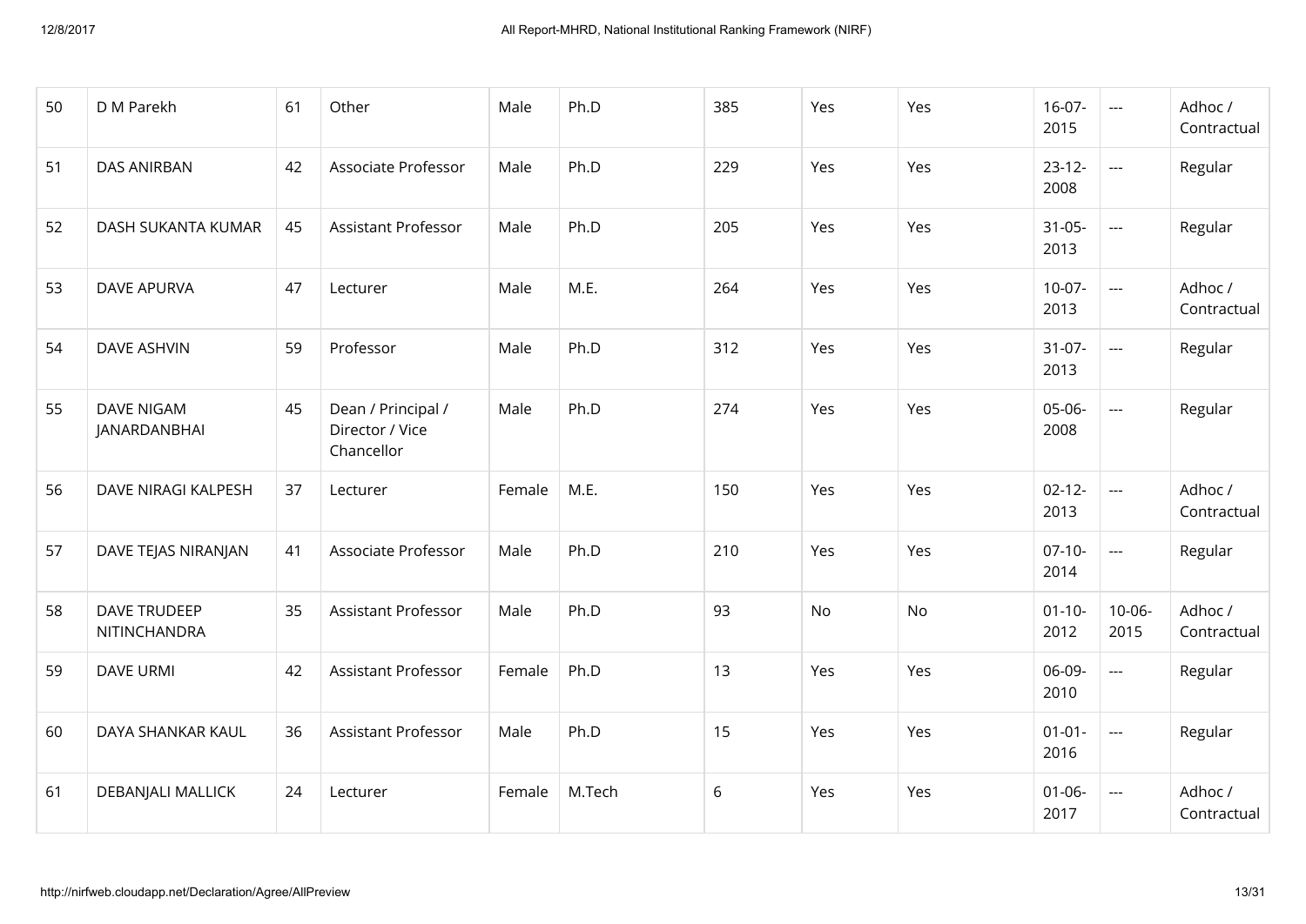| 50 | D M Parekh | 61 | Other | Male | Ph.D | 385 | Yes | Yes | 16-07-2015 | --- | Adhoc / Contractual |
|---|---|---|---|---|---|---|---|---|---|---|---|
| 51 | DAS ANIRBAN | 42 | Associate Professor | Male | Ph.D | 229 | Yes | Yes | 23-12-2008 | --- | Regular |
| 52 | DASH SUKANTA KUMAR | 45 | Assistant Professor | Male | Ph.D | 205 | Yes | Yes | 31-05-2013 | --- | Regular |
| 53 | DAVE APURVA | 47 | Lecturer | Male | M.E. | 264 | Yes | Yes | 10-07-2013 | --- | Adhoc / Contractual |
| 54 | DAVE ASHVIN | 59 | Professor | Male | Ph.D | 312 | Yes | Yes | 31-07-2013 | --- | Regular |
| 55 | DAVE NIGAM JANARDANBHAI | 45 | Dean / Principal / Director / Vice Chancellor | Male | Ph.D | 274 | Yes | Yes | 05-06-2008 | --- | Regular |
| 56 | DAVE NIRAGI KALPESH | 37 | Lecturer | Female | M.E. | 150 | Yes | Yes | 02-12-2013 | --- | Adhoc / Contractual |
| 57 | DAVE TEJAS NIRANJAN | 41 | Associate Professor | Male | Ph.D | 210 | Yes | Yes | 07-10-2014 | --- | Regular |
| 58 | DAVE TRUDEEP NITINCHANDRA | 35 | Assistant Professor | Male | Ph.D | 93 | No | No | 01-10-2012 | 10-06-2015 | Adhoc / Contractual |
| 59 | DAVE URMI | 42 | Assistant Professor | Female | Ph.D | 13 | Yes | Yes | 06-09-2010 | --- | Regular |
| 60 | DAYA SHANKAR KAUL | 36 | Assistant Professor | Male | Ph.D | 15 | Yes | Yes | 01-01-2016 | --- | Regular |
| 61 | DEBANJALI MALLICK | 24 | Lecturer | Female | M.Tech | 6 | Yes | Yes | 01-06-2017 | --- | Adhoc / Contractual |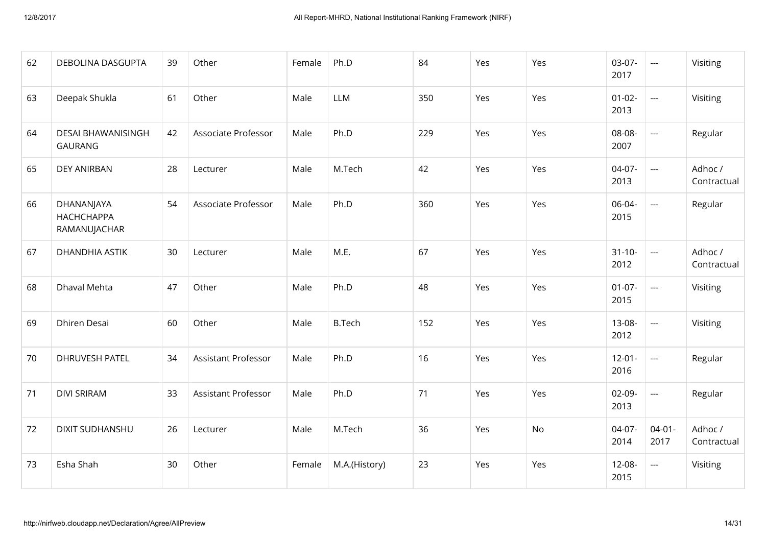| | | | | | | | | | | | |
|---|---|---|---|---|---|---|---|---|---|---|---|
| 62 | DEBOLINA DASGUPTA | 39 | Other | Female | Ph.D | 84 | Yes | Yes | 03-07-2017 | --- | Visiting |
| 63 | Deepak Shukla | 61 | Other | Male | LLM | 350 | Yes | Yes | 01-02-2013 | --- | Visiting |
| 64 | DESAI BHAWANISINGH GAURANG | 42 | Associate Professor | Male | Ph.D | 229 | Yes | Yes | 08-08-2007 | --- | Regular |
| 65 | DEY ANIRBAN | 28 | Lecturer | Male | M.Tech | 42 | Yes | Yes | 04-07-2013 | --- | Adhoc / Contractual |
| 66 | DHANANJAYA HACHCHAPPA RAMANUJACHAR | 54 | Associate Professor | Male | Ph.D | 360 | Yes | Yes | 06-04-2015 | --- | Regular |
| 67 | DHANDHIA ASTIK | 30 | Lecturer | Male | M.E. | 67 | Yes | Yes | 31-10-2012 | --- | Adhoc / Contractual |
| 68 | Dhaval Mehta | 47 | Other | Male | Ph.D | 48 | Yes | Yes | 01-07-2015 | --- | Visiting |
| 69 | Dhiren Desai | 60 | Other | Male | B.Tech | 152 | Yes | Yes | 13-08-2012 | --- | Visiting |
| 70 | DHRUVESH PATEL | 34 | Assistant Professor | Male | Ph.D | 16 | Yes | Yes | 12-01-2016 | --- | Regular |
| 71 | DIVI SRIRAM | 33 | Assistant Professor | Male | Ph.D | 71 | Yes | Yes | 02-09-2013 | --- | Regular |
| 72 | DIXIT SUDHANSHU | 26 | Lecturer | Male | M.Tech | 36 | Yes | No | 04-07-2014 | 04-01-2017 | Adhoc / Contractual |
| 73 | Esha Shah | 30 | Other | Female | M.A.(History) | 23 | Yes | Yes | 12-08-2015 | --- | Visiting |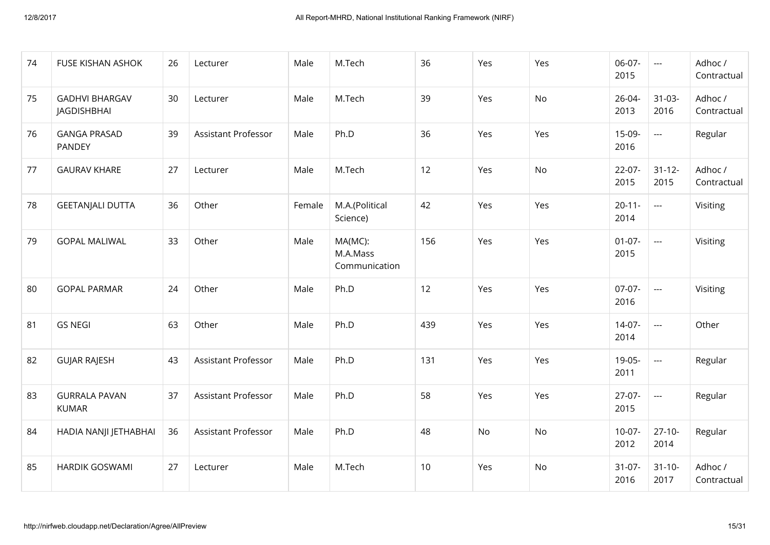| 74 | FUSE KISHAN ASHOK | 26 | Lecturer | Male | M.Tech | 36 | Yes | Yes | 06-07-2015 | --- | Adhoc / Contractual |
|---|---|---|---|---|---|---|---|---|---|---|---|
| 75 | GADHVI BHARGAV JAGDISHBHAI | 30 | Lecturer | Male | M.Tech | 39 | Yes | No | 26-04-2013 | 31-03-2016 | Adhoc / Contractual |
| 76 | GANGA PRASAD PANDEY | 39 | Assistant Professor | Male | Ph.D | 36 | Yes | Yes | 15-09-2016 | --- | Regular |
| 77 | GAURAV KHARE | 27 | Lecturer | Male | M.Tech | 12 | Yes | No | 22-07-2015 | 31-12-2015 | Adhoc / Contractual |
| 78 | GEETANJALI DUTTA | 36 | Other | Female | M.A.(Political Science) | 42 | Yes | Yes | 20-11-2014 | --- | Visiting |
| 79 | GOPAL MALIWAL | 33 | Other | Male | MA(MC): M.A.Mass Communication | 156 | Yes | Yes | 01-07-2015 | --- | Visiting |
| 80 | GOPAL PARMAR | 24 | Other | Male | Ph.D | 12 | Yes | Yes | 07-07-2016 | --- | Visiting |
| 81 | GS NEGI | 63 | Other | Male | Ph.D | 439 | Yes | Yes | 14-07-2014 | --- | Other |
| 82 | GUJAR RAJESH | 43 | Assistant Professor | Male | Ph.D | 131 | Yes | Yes | 19-05-2011 | --- | Regular |
| 83 | GURRALA PAVAN KUMAR | 37 | Assistant Professor | Male | Ph.D | 58 | Yes | Yes | 27-07-2015 | --- | Regular |
| 84 | HADIA NANJI JETHABHAI | 36 | Assistant Professor | Male | Ph.D | 48 | No | No | 10-07-2012 | 27-10-2014 | Regular |
| 85 | HARDIK GOSWAMI | 27 | Lecturer | Male | M.Tech | 10 | Yes | No | 31-07-2016 | 31-10-2017 | Adhoc / Contractual |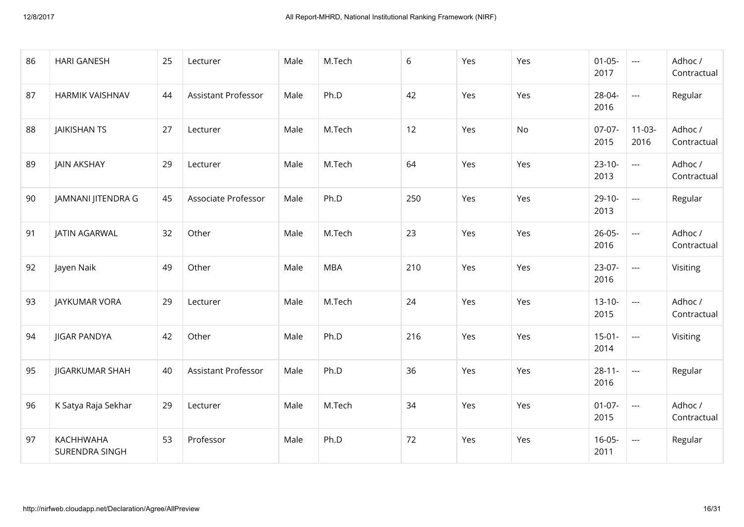| 86 | HARI GANESH | 25 | Lecturer | Male | M.Tech | 6 | Yes | Yes | 01-05-2017 | --- | Adhoc / Contractual |
|---|---|---|---|---|---|---|---|---|---|---|---|
| 87 | HARMIK VAISHNAV | 44 | Assistant Professor | Male | Ph.D | 42 | Yes | Yes | 28-04-2016 | --- | Regular |
| 88 | JAIKISHAN TS | 27 | Lecturer | Male | M.Tech | 12 | Yes | No | 07-07-2015 | 11-03-2016 | Adhoc / Contractual |
| 89 | JAIN AKSHAY | 29 | Lecturer | Male | M.Tech | 64 | Yes | Yes | 23-10-2013 | --- | Adhoc / Contractual |
| 90 | JAMNANI JITENDRA G | 45 | Associate Professor | Male | Ph.D | 250 | Yes | Yes | 29-10-2013 | --- | Regular |
| 91 | JATIN AGARWAL | 32 | Other | Male | M.Tech | 23 | Yes | Yes | 26-05-2016 | --- | Adhoc / Contractual |
| 92 | Jayen Naik | 49 | Other | Male | MBA | 210 | Yes | Yes | 23-07-2016 | --- | Visiting |
| 93 | JAYKUMAR VORA | 29 | Lecturer | Male | M.Tech | 24 | Yes | Yes | 13-10-2015 | --- | Adhoc / Contractual |
| 94 | JIGAR PANDYA | 42 | Other | Male | Ph.D | 216 | Yes | Yes | 15-01-2014 | --- | Visiting |
| 95 | JIGARKUMAR SHAH | 40 | Assistant Professor | Male | Ph.D | 36 | Yes | Yes | 28-11-2016 | --- | Regular |
| 96 | K Satya Raja Sekhar | 29 | Lecturer | Male | M.Tech | 34 | Yes | Yes | 01-07-2015 | --- | Adhoc / Contractual |
| 97 | KACHHWAHA SURENDRA SINGH | 53 | Professor | Male | Ph.D | 72 | Yes | Yes | 16-05-2011 | --- | Regular |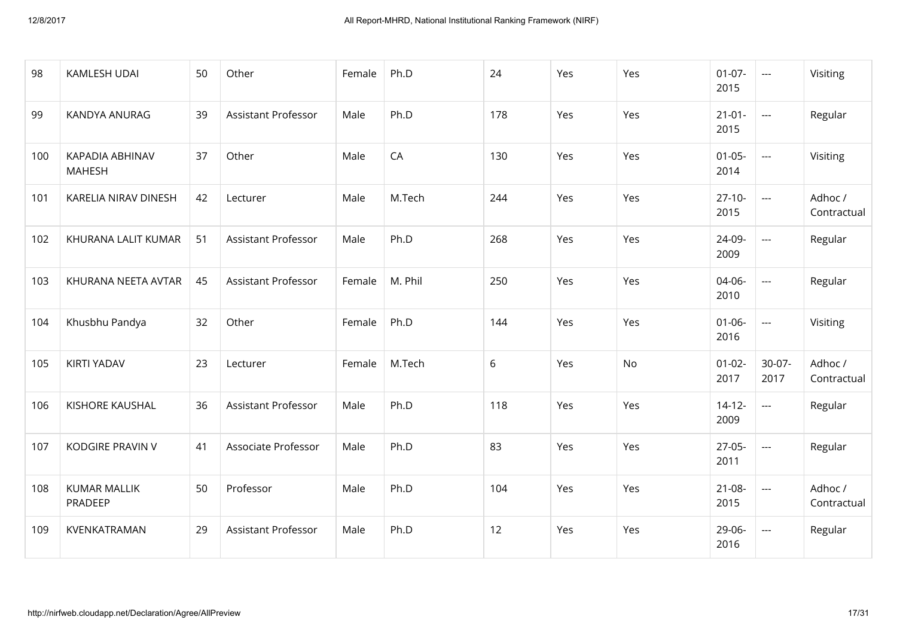| 98 | KAMLESH UDAI | 50 | Other | Female | Ph.D | 24 | Yes | Yes | 01-07-2015 | --- | Visiting |
|---|---|---|---|---|---|---|---|---|---|---|---|
| 99 | KANDYA ANURAG | 39 | Assistant Professor | Male | Ph.D | 178 | Yes | Yes | 21-01-2015 | --- | Regular |
| 100 | KAPADIA ABHINAV MAHESH | 37 | Other | Male | CA | 130 | Yes | Yes | 01-05-2014 | --- | Visiting |
| 101 | KARELIA NIRAV DINESH | 42 | Lecturer | Male | M.Tech | 244 | Yes | Yes | 27-10-2015 | --- | Adhoc / Contractual |
| 102 | KHURANA LALIT KUMAR | 51 | Assistant Professor | Male | Ph.D | 268 | Yes | Yes | 24-09-2009 | --- | Regular |
| 103 | KHURANA NEETA AVTAR | 45 | Assistant Professor | Female | M. Phil | 250 | Yes | Yes | 04-06-2010 | --- | Regular |
| 104 | Khusbhu Pandya | 32 | Other | Female | Ph.D | 144 | Yes | Yes | 01-06-2016 | --- | Visiting |
| 105 | KIRTI YADAV | 23 | Lecturer | Female | M.Tech | 6 | Yes | No | 01-02-2017 | 30-07-2017 | Adhoc / Contractual |
| 106 | KISHORE KAUSHAL | 36 | Assistant Professor | Male | Ph.D | 118 | Yes | Yes | 14-12-2009 | --- | Regular |
| 107 | KODGIRE PRAVIN V | 41 | Associate Professor | Male | Ph.D | 83 | Yes | Yes | 27-05-2011 | --- | Regular |
| 108 | KUMAR MALLIK PRADEEP | 50 | Professor | Male | Ph.D | 104 | Yes | Yes | 21-08-2015 | --- | Adhoc / Contractual |
| 109 | KVENKATRAMAN | 29 | Assistant Professor | Male | Ph.D | 12 | Yes | Yes | 29-06-2016 | --- | Regular |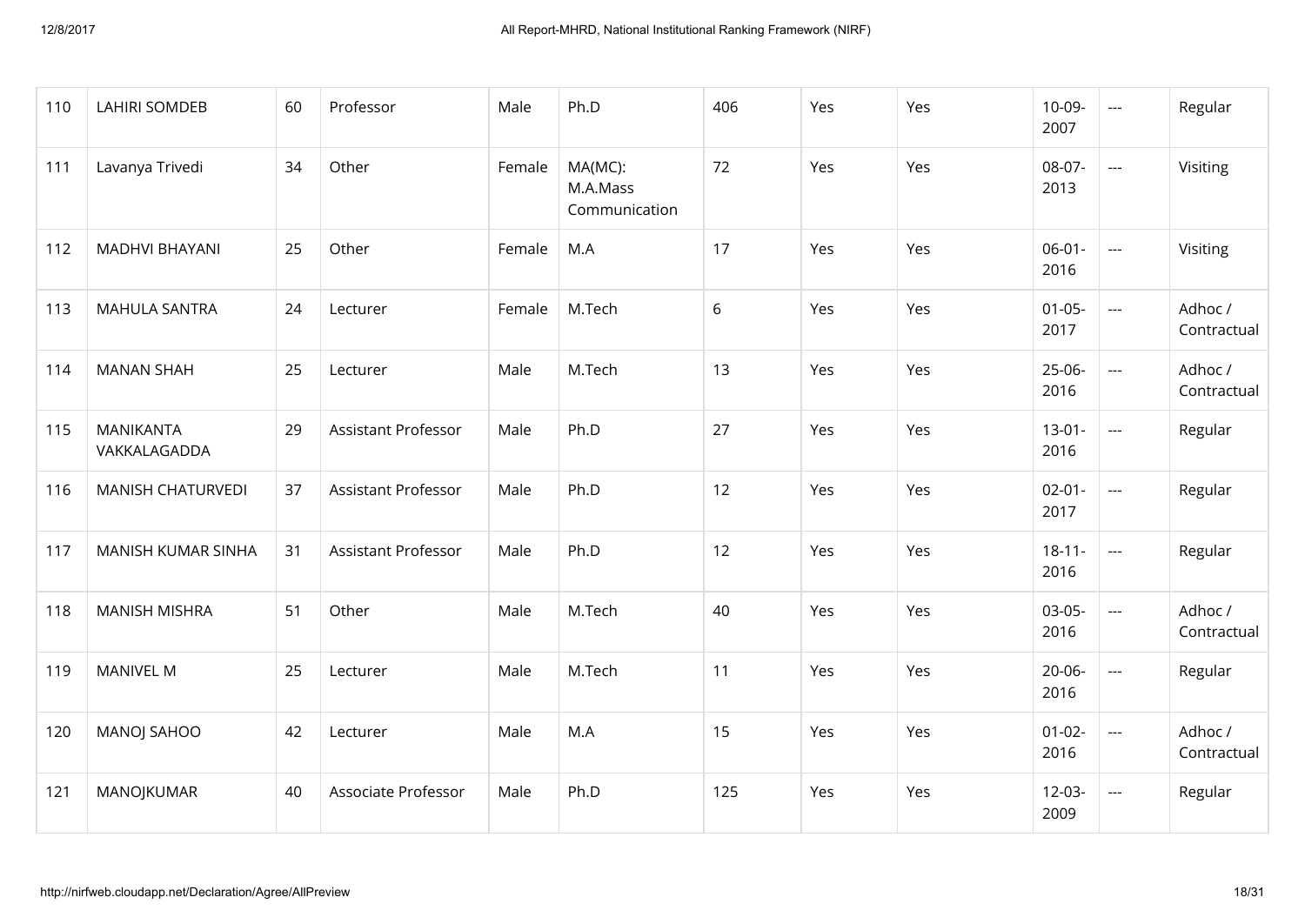| 110 | LAHIRI SOMDEB | 60 | Professor | Male | Ph.D | 406 | Yes | Yes | 10-09-2007 | --- | Regular |
|---|---|---|---|---|---|---|---|---|---|---|---|
| 111 | Lavanya Trivedi | 34 | Other | Female | MA(MC): M.A.Mass Communication | 72 | Yes | Yes | 08-07-2013 | --- | Visiting |
| 112 | MADHVI BHAYANI | 25 | Other | Female | M.A | 17 | Yes | Yes | 06-01-2016 | --- | Visiting |
| 113 | MAHULA SANTRA | 24 | Lecturer | Female | M.Tech | 6 | Yes | Yes | 01-05-2017 | --- | Adhoc / Contractual |
| 114 | MANAN SHAH | 25 | Lecturer | Male | M.Tech | 13 | Yes | Yes | 25-06-2016 | --- | Adhoc / Contractual |
| 115 | MANIKANTA VAKKALAGADDA | 29 | Assistant Professor | Male | Ph.D | 27 | Yes | Yes | 13-01-2016 | --- | Regular |
| 116 | MANISH CHATURVEDI | 37 | Assistant Professor | Male | Ph.D | 12 | Yes | Yes | 02-01-2017 | --- | Regular |
| 117 | MANISH KUMAR SINHA | 31 | Assistant Professor | Male | Ph.D | 12 | Yes | Yes | 18-11-2016 | --- | Regular |
| 118 | MANISH MISHRA | 51 | Other | Male | M.Tech | 40 | Yes | Yes | 03-05-2016 | --- | Adhoc / Contractual |
| 119 | MANIVEL M | 25 | Lecturer | Male | M.Tech | 11 | Yes | Yes | 20-06-2016 | --- | Regular |
| 120 | MANOJ SAHOO | 42 | Lecturer | Male | M.A | 15 | Yes | Yes | 01-02-2016 | --- | Adhoc / Contractual |
| 121 | MANOJKUMAR | 40 | Associate Professor | Male | Ph.D | 125 | Yes | Yes | 12-03-2009 | --- | Regular |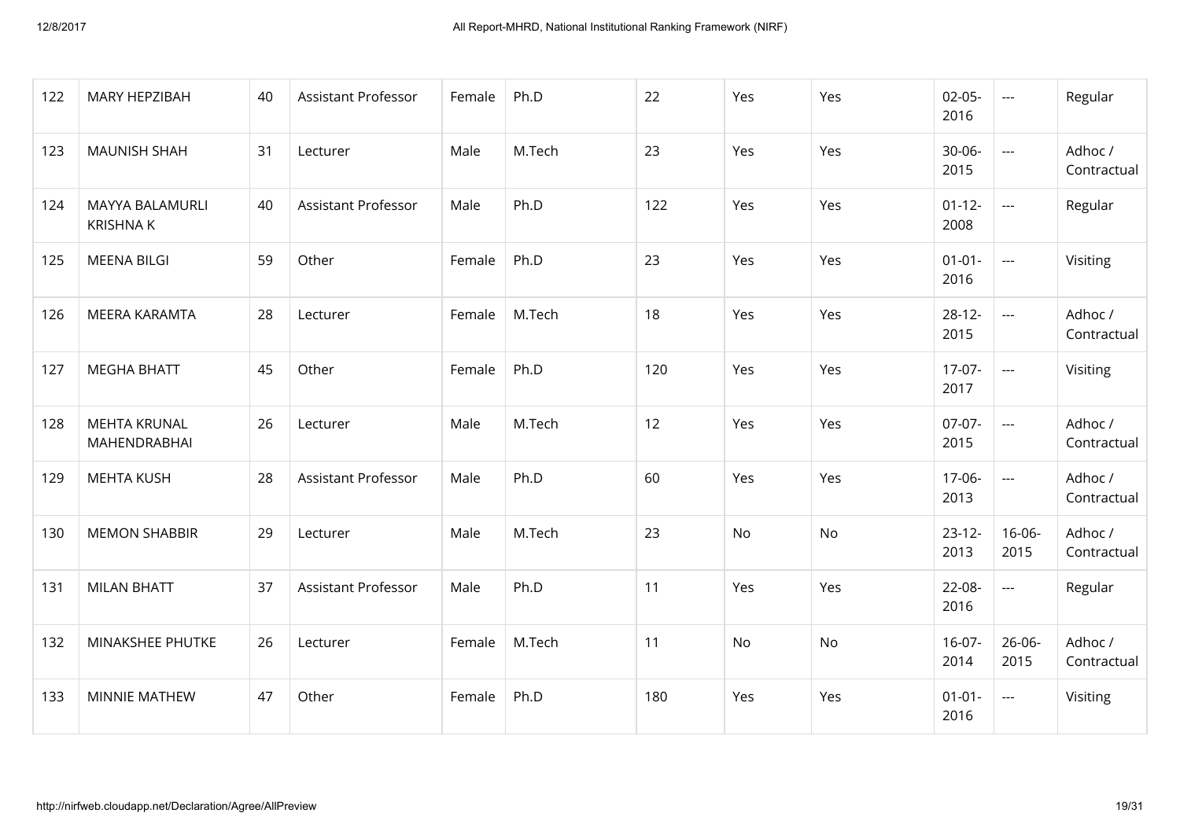| 122 | MARY HEPZIBAH | 40 | Assistant Professor | Female | Ph.D | 22 | Yes | Yes | 02-05-2016 | --- | Regular |
|---|---|---|---|---|---|---|---|---|---|---|---|
| 123 | MAUNISH SHAH | 31 | Lecturer | Male | M.Tech | 23 | Yes | Yes | 30-06-2015 | --- | Adhoc / Contractual |
| 124 | MAYYA BALAMURLI KRISHNA K | 40 | Assistant Professor | Male | Ph.D | 122 | Yes | Yes | 01-12-2008 | --- | Regular |
| 125 | MEENA BILGI | 59 | Other | Female | Ph.D | 23 | Yes | Yes | 01-01-2016 | --- | Visiting |
| 126 | MEERA KARAMTA | 28 | Lecturer | Female | M.Tech | 18 | Yes | Yes | 28-12-2015 | --- | Adhoc / Contractual |
| 127 | MEGHA BHATT | 45 | Other | Female | Ph.D | 120 | Yes | Yes | 17-07-2017 | --- | Visiting |
| 128 | MEHTA KRUNAL MAHENDRABHAI | 26 | Lecturer | Male | M.Tech | 12 | Yes | Yes | 07-07-2015 | --- | Adhoc / Contractual |
| 129 | MEHTA KUSH | 28 | Assistant Professor | Male | Ph.D | 60 | Yes | Yes | 17-06-2013 | --- | Adhoc / Contractual |
| 130 | MEMON SHABBIR | 29 | Lecturer | Male | M.Tech | 23 | No | No | 23-12-2013 | 16-06-2015 | Adhoc / Contractual |
| 131 | MILAN BHATT | 37 | Assistant Professor | Male | Ph.D | 11 | Yes | Yes | 22-08-2016 | --- | Regular |
| 132 | MINAKSHEE PHUTKE | 26 | Lecturer | Female | M.Tech | 11 | No | No | 16-07-2014 | 26-06-2015 | Adhoc / Contractual |
| 133 | MINNIE MATHEW | 47 | Other | Female | Ph.D | 180 | Yes | Yes | 01-01-2016 | --- | Visiting |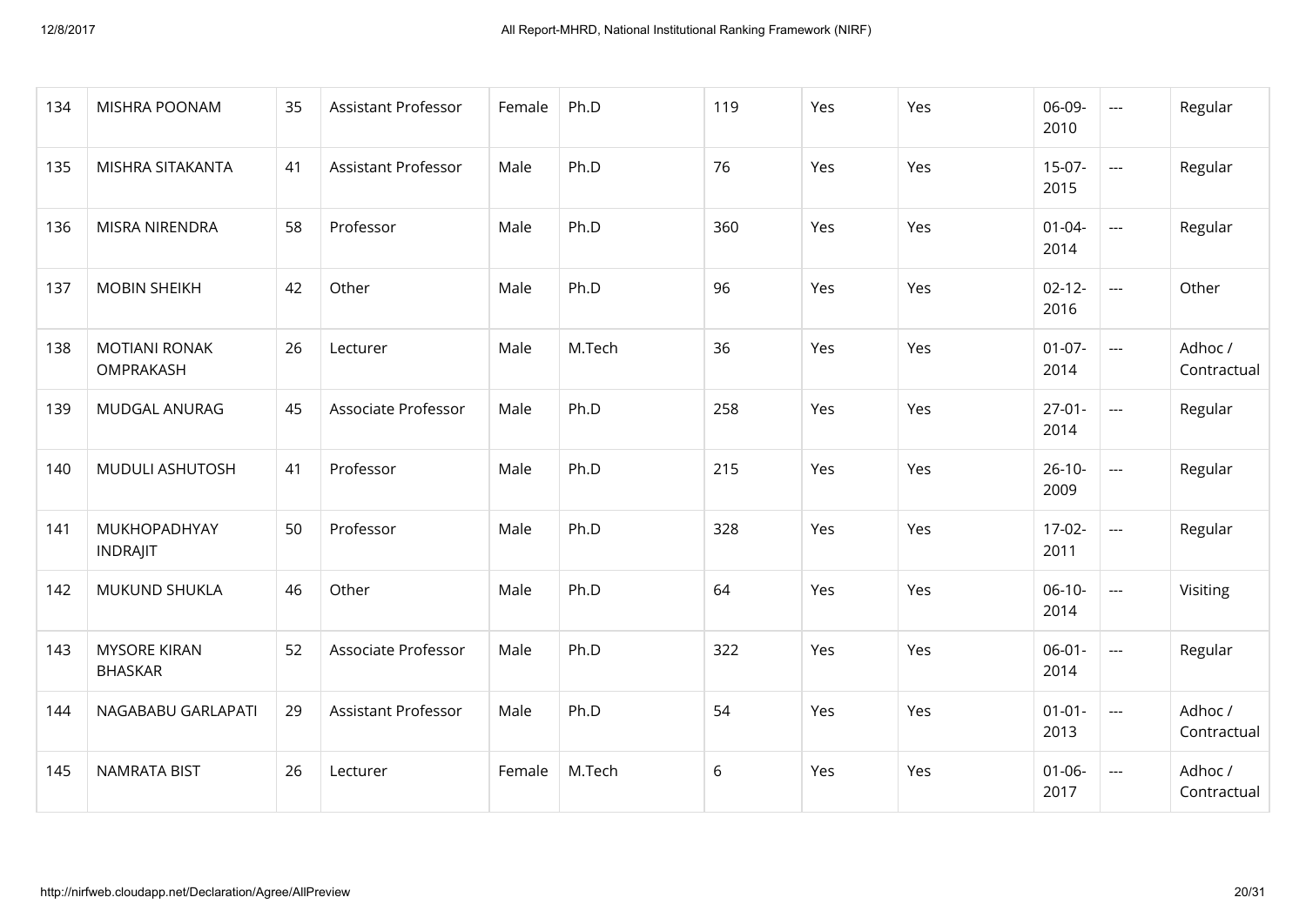| 134 | MISHRA POONAM | 35 | Assistant Professor | Female | Ph.D | 119 | Yes | Yes | 06-09-2010 | --- | Regular |
|---|---|---|---|---|---|---|---|---|---|---|---|
| 135 | MISHRA SITAKANTA | 41 | Assistant Professor | Male | Ph.D | 76 | Yes | Yes | 15-07-2015 | --- | Regular |
| 136 | MISRA NIRENDRA | 58 | Professor | Male | Ph.D | 360 | Yes | Yes | 01-04-2014 | --- | Regular |
| 137 | MOBIN SHEIKH | 42 | Other | Male | Ph.D | 96 | Yes | Yes | 02-12-2016 | --- | Other |
| 138 | MOTIANI RONAK OMPRAKASH | 26 | Lecturer | Male | M.Tech | 36 | Yes | Yes | 01-07-2014 | --- | Adhoc / Contractual |
| 139 | MUDGAL ANURAG | 45 | Associate Professor | Male | Ph.D | 258 | Yes | Yes | 27-01-2014 | --- | Regular |
| 140 | MUDULI ASHUTOSH | 41 | Professor | Male | Ph.D | 215 | Yes | Yes | 26-10-2009 | --- | Regular |
| 141 | MUKHOPADHYAY INDRAJIT | 50 | Professor | Male | Ph.D | 328 | Yes | Yes | 17-02-2011 | --- | Regular |
| 142 | MUKUND SHUKLA | 46 | Other | Male | Ph.D | 64 | Yes | Yes | 06-10-2014 | --- | Visiting |
| 143 | MYSORE KIRAN BHASKAR | 52 | Associate Professor | Male | Ph.D | 322 | Yes | Yes | 06-01-2014 | --- | Regular |
| 144 | NAGABABU GARLAPATI | 29 | Assistant Professor | Male | Ph.D | 54 | Yes | Yes | 01-01-2013 | --- | Adhoc / Contractual |
| 145 | NAMRATA BIST | 26 | Lecturer | Female | M.Tech | 6 | Yes | Yes | 01-06-2017 | --- | Adhoc / Contractual |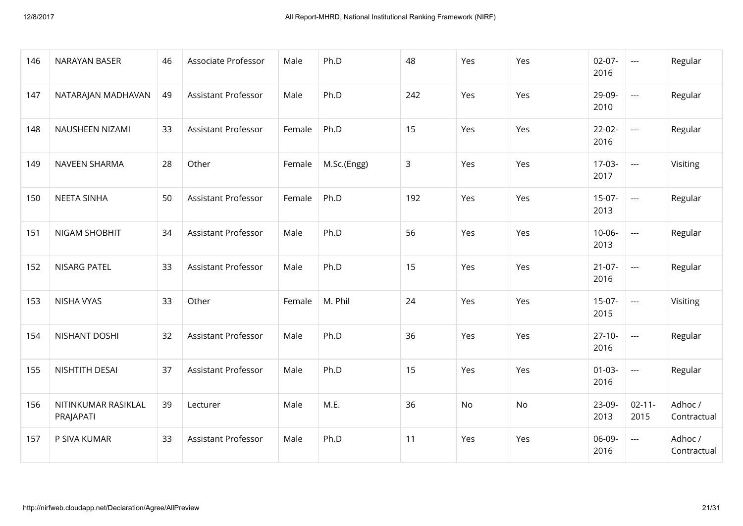| 146 | NARAYAN BASER | 46 | Associate Professor | Male | Ph.D | 48 | Yes | Yes | 02-07-2016 | --- | Regular |
|---|---|---|---|---|---|---|---|---|---|---|---|
| 147 | NATARAJAN MADHAVAN | 49 | Assistant Professor | Male | Ph.D | 242 | Yes | Yes | 29-09-2010 | --- | Regular |
| 148 | NAUSHEEN NIZAMI | 33 | Assistant Professor | Female | Ph.D | 15 | Yes | Yes | 22-02-2016 | --- | Regular |
| 149 | NAVEEN SHARMA | 28 | Other | Female | M.Sc.(Engg) | 3 | Yes | Yes | 17-03-2017 | --- | Visiting |
| 150 | NEETA SINHA | 50 | Assistant Professor | Female | Ph.D | 192 | Yes | Yes | 15-07-2013 | --- | Regular |
| 151 | NIGAM SHOBHIT | 34 | Assistant Professor | Male | Ph.D | 56 | Yes | Yes | 10-06-2013 | --- | Regular |
| 152 | NISARG PATEL | 33 | Assistant Professor | Male | Ph.D | 15 | Yes | Yes | 21-07-2016 | --- | Regular |
| 153 | NISHA VYAS | 33 | Other | Female | M. Phil | 24 | Yes | Yes | 15-07-2015 | --- | Visiting |
| 154 | NISHANT DOSHI | 32 | Assistant Professor | Male | Ph.D | 36 | Yes | Yes | 27-10-2016 | --- | Regular |
| 155 | NISHTITH DESAI | 37 | Assistant Professor | Male | Ph.D | 15 | Yes | Yes | 01-03-2016 | --- | Regular |
| 156 | NITINKUMAR RASIKLAL PRAJAPATI | 39 | Lecturer | Male | M.E. | 36 | No | No | 23-09-2013 | 02-11-2015 | Adhoc / Contractual |
| 157 | P SIVA KUMAR | 33 | Assistant Professor | Male | Ph.D | 11 | Yes | Yes | 06-09-2016 | --- | Adhoc / Contractual |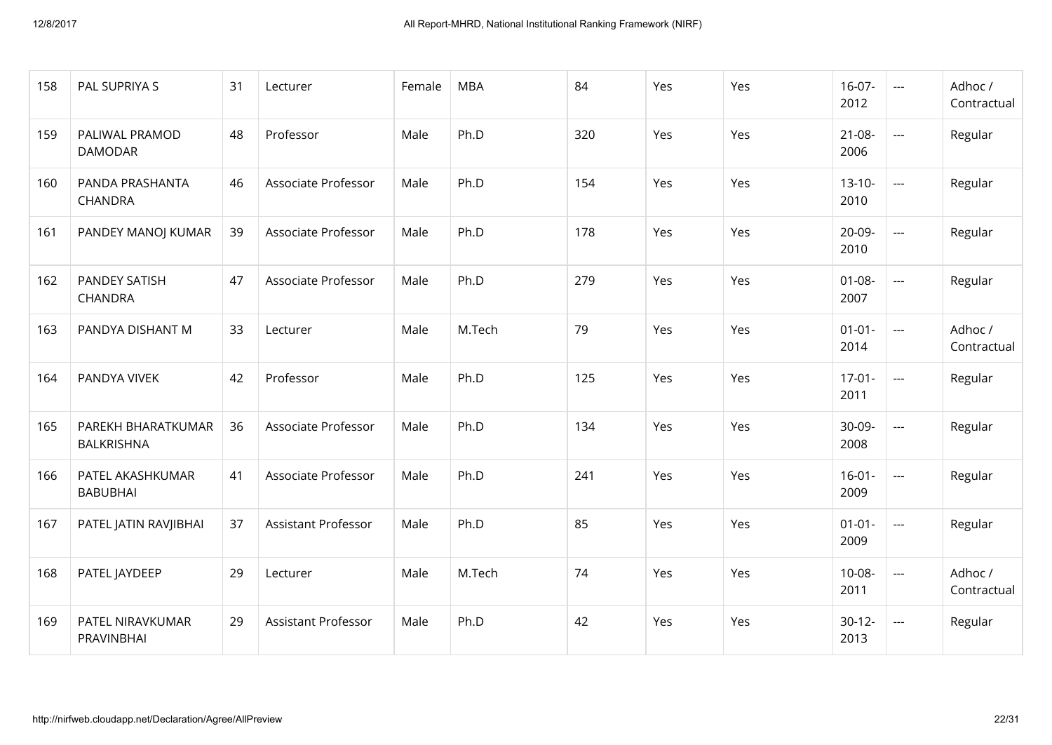| 158 | PAL SUPRIYA S | 31 | Lecturer | Female | MBA | 84 | Yes | Yes | 16-07-2012 | --- | Adhoc / Contractual |
|---|---|---|---|---|---|---|---|---|---|---|---|
| 159 | PALIWAL PRAMOD DAMODAR | 48 | Professor | Male | Ph.D | 320 | Yes | Yes | 21-08-2006 | --- | Regular |
| 160 | PANDA PRASHANTA CHANDRA | 46 | Associate Professor | Male | Ph.D | 154 | Yes | Yes | 13-10-2010 | --- | Regular |
| 161 | PANDEY MANOJ KUMAR | 39 | Associate Professor | Male | Ph.D | 178 | Yes | Yes | 20-09-2010 | --- | Regular |
| 162 | PANDEY SATISH CHANDRA | 47 | Associate Professor | Male | Ph.D | 279 | Yes | Yes | 01-08-2007 | --- | Regular |
| 163 | PANDYA DISHANT M | 33 | Lecturer | Male | M.Tech | 79 | Yes | Yes | 01-01-2014 | --- | Adhoc / Contractual |
| 164 | PANDYA VIVEK | 42 | Professor | Male | Ph.D | 125 | Yes | Yes | 17-01-2011 | --- | Regular |
| 165 | PAREKH BHARATKUMAR BALKRISHNA | 36 | Associate Professor | Male | Ph.D | 134 | Yes | Yes | 30-09-2008 | --- | Regular |
| 166 | PATEL AKASHKUMAR BABUBHAI | 41 | Associate Professor | Male | Ph.D | 241 | Yes | Yes | 16-01-2009 | --- | Regular |
| 167 | PATEL JATIN RAVJIBHAI | 37 | Assistant Professor | Male | Ph.D | 85 | Yes | Yes | 01-01-2009 | --- | Regular |
| 168 | PATEL JAYDEEP | 29 | Lecturer | Male | M.Tech | 74 | Yes | Yes | 10-08-2011 | --- | Adhoc / Contractual |
| 169 | PATEL NIRAVKUMAR PRAVINBHAI | 29 | Assistant Professor | Male | Ph.D | 42 | Yes | Yes | 30-12-2013 | --- | Regular |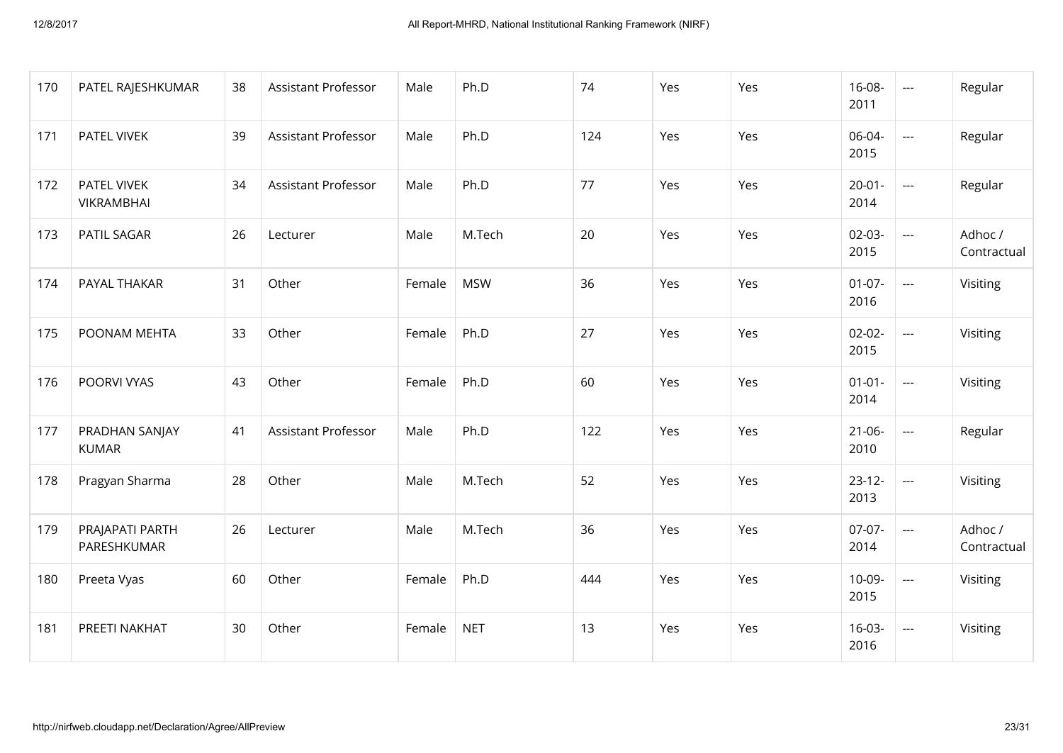| 170 | PATEL RAJESHKUMAR | 38 | Assistant Professor | Male | Ph.D | 74 | Yes | Yes | 16-08-2011 | --- | Regular |
|---|---|---|---|---|---|---|---|---|---|---|---|
| 171 | PATEL VIVEK | 39 | Assistant Professor | Male | Ph.D | 124 | Yes | Yes | 06-04-2015 | --- | Regular |
| 172 | PATEL VIVEK VIKRAMBHAI | 34 | Assistant Professor | Male | Ph.D | 77 | Yes | Yes | 20-01-2014 | --- | Regular |
| 173 | PATIL SAGAR | 26 | Lecturer | Male | M.Tech | 20 | Yes | Yes | 02-03-2015 | --- | Adhoc / Contractual |
| 174 | PAYAL THAKAR | 31 | Other | Female | MSW | 36 | Yes | Yes | 01-07-2016 | --- | Visiting |
| 175 | POONAM MEHTA | 33 | Other | Female | Ph.D | 27 | Yes | Yes | 02-02-2015 | --- | Visiting |
| 176 | POORVI VYAS | 43 | Other | Female | Ph.D | 60 | Yes | Yes | 01-01-2014 | --- | Visiting |
| 177 | PRADHAN SANJAY KUMAR | 41 | Assistant Professor | Male | Ph.D | 122 | Yes | Yes | 21-06-2010 | --- | Regular |
| 178 | Pragyan Sharma | 28 | Other | Male | M.Tech | 52 | Yes | Yes | 23-12-2013 | --- | Visiting |
| 179 | PRAJAPATI PARTH PARESHKUMAR | 26 | Lecturer | Male | M.Tech | 36 | Yes | Yes | 07-07-2014 | --- | Adhoc / Contractual |
| 180 | Preeta Vyas | 60 | Other | Female | Ph.D | 444 | Yes | Yes | 10-09-2015 | --- | Visiting |
| 181 | PREETI NAKHAT | 30 | Other | Female | NET | 13 | Yes | Yes | 16-03-2016 | --- | Visiting |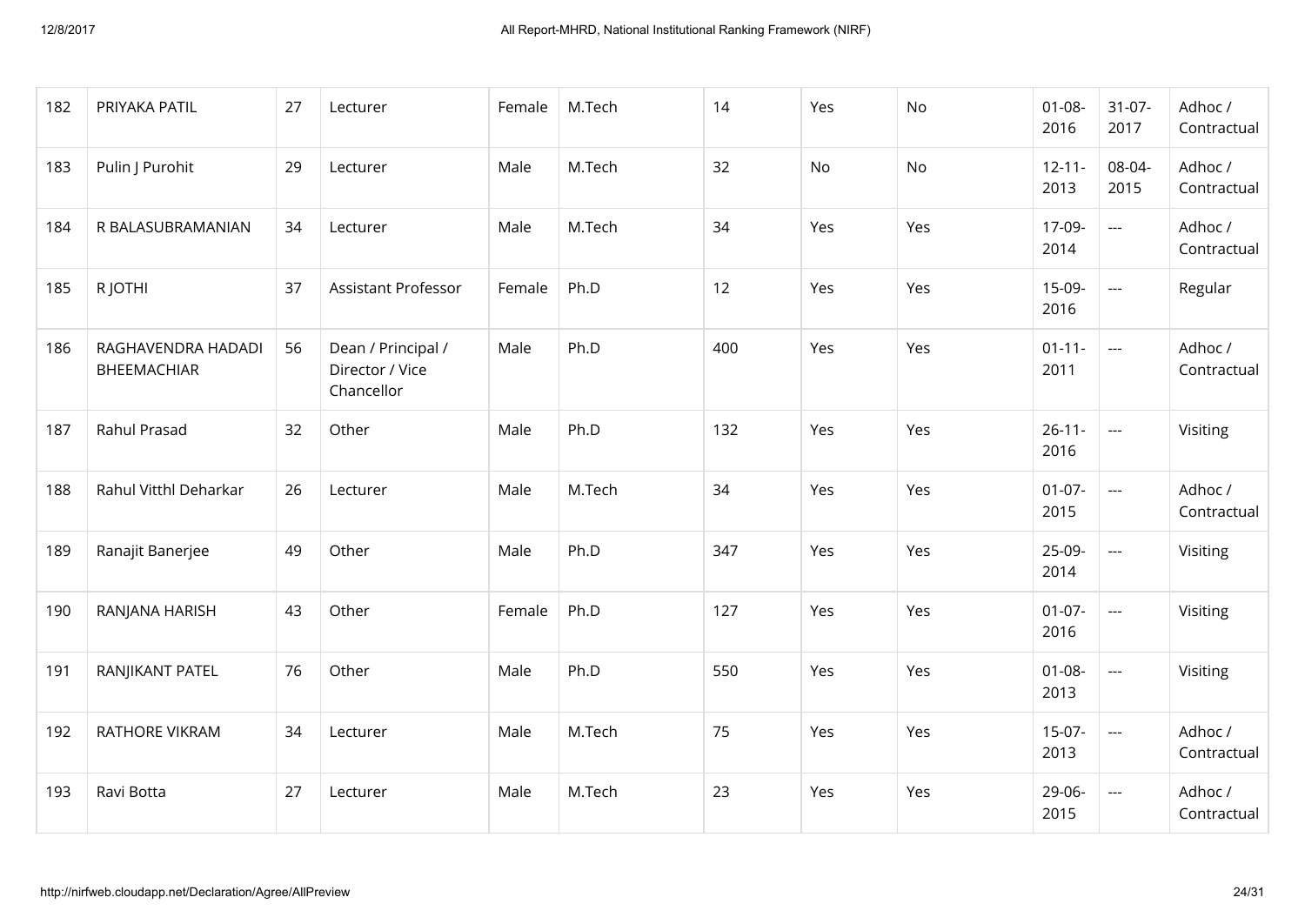| 182 | PRIYAKA PATIL | 27 | Lecturer | Female | M.Tech | 14 | Yes | No | 01-08-2016 | 31-07-2017 | Adhoc / Contractual |
|---|---|---|---|---|---|---|---|---|---|---|---|
| 183 | Pulin J Purohit | 29 | Lecturer | Male | M.Tech | 32 | No | No | 12-11-2013 | 08-04-2015 | Adhoc / Contractual |
| 184 | R BALASUBRAMANIAN | 34 | Lecturer | Male | M.Tech | 34 | Yes | Yes | 17-09-2014 | --- | Adhoc / Contractual |
| 185 | R JOTHI | 37 | Assistant Professor | Female | Ph.D | 12 | Yes | Yes | 15-09-2016 | --- | Regular |
| 186 | RAGHAVENDRA HADADI BHEEMACHIAR | 56 | Dean / Principal / Director / Vice Chancellor | Male | Ph.D | 400 | Yes | Yes | 01-11-2011 | --- | Adhoc / Contractual |
| 187 | Rahul Prasad | 32 | Other | Male | Ph.D | 132 | Yes | Yes | 26-11-2016 | --- | Visiting |
| 188 | Rahul Vitthl Deharkar | 26 | Lecturer | Male | M.Tech | 34 | Yes | Yes | 01-07-2015 | --- | Adhoc / Contractual |
| 189 | Ranajit Banerjee | 49 | Other | Male | Ph.D | 347 | Yes | Yes | 25-09-2014 | --- | Visiting |
| 190 | RANJANA HARISH | 43 | Other | Female | Ph.D | 127 | Yes | Yes | 01-07-2016 | --- | Visiting |
| 191 | RANJIKANT PATEL | 76 | Other | Male | Ph.D | 550 | Yes | Yes | 01-08-2013 | --- | Visiting |
| 192 | RATHORE VIKRAM | 34 | Lecturer | Male | M.Tech | 75 | Yes | Yes | 15-07-2013 | --- | Adhoc / Contractual |
| 193 | Ravi Botta | 27 | Lecturer | Male | M.Tech | 23 | Yes | Yes | 29-06-2015 | --- | Adhoc / Contractual |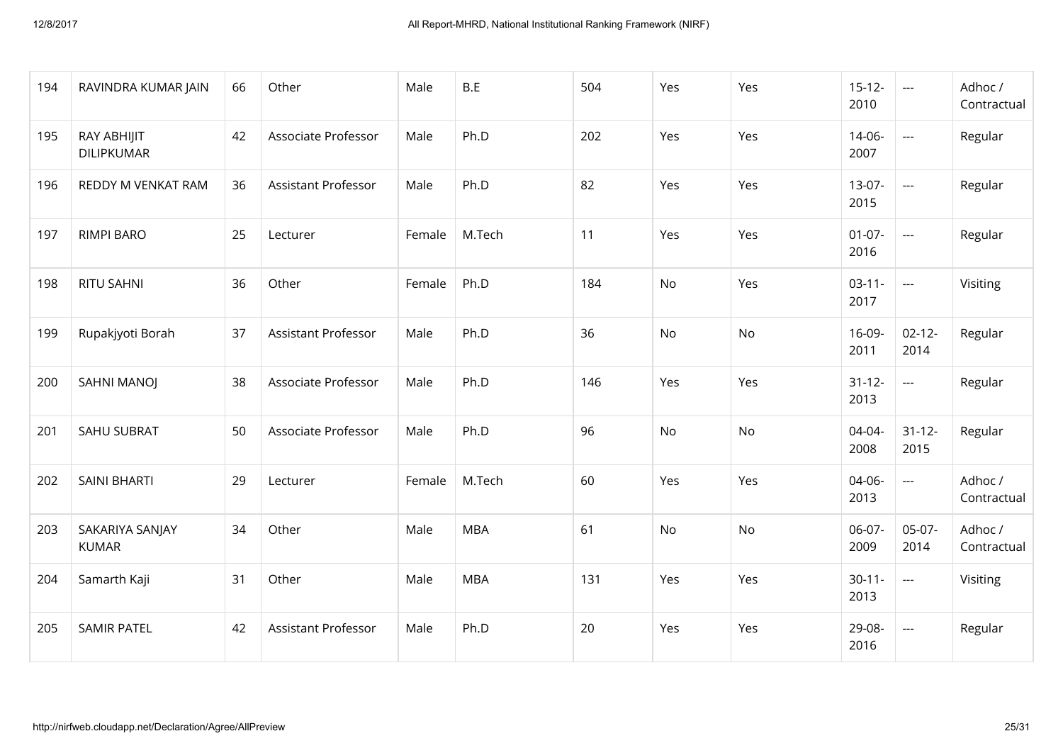| 194 | RAVINDRA KUMAR JAIN | 66 | Other | Male | B.E | 504 | Yes | Yes | 15-12-2010 | --- | Adhoc / Contractual |
|---|---|---|---|---|---|---|---|---|---|---|---|
| 195 | RAY ABHIJIT DILIPKUMAR | 42 | Associate Professor | Male | Ph.D | 202 | Yes | Yes | 14-06-2007 | --- | Regular |
| 196 | REDDY M VENKAT RAM | 36 | Assistant Professor | Male | Ph.D | 82 | Yes | Yes | 13-07-2015 | --- | Regular |
| 197 | RIMPI BARO | 25 | Lecturer | Female | M.Tech | 11 | Yes | Yes | 01-07-2016 | --- | Regular |
| 198 | RITU SAHNI | 36 | Other | Female | Ph.D | 184 | No | Yes | 03-11-2017 | --- | Visiting |
| 199 | Rupakjyoti Borah | 37 | Assistant Professor | Male | Ph.D | 36 | No | No | 16-09-2011 | 02-12-2014 | Regular |
| 200 | SAHNI MANOJ | 38 | Associate Professor | Male | Ph.D | 146 | Yes | Yes | 31-12-2013 | --- | Regular |
| 201 | SAHU SUBRAT | 50 | Associate Professor | Male | Ph.D | 96 | No | No | 04-04-2008 | 31-12-2015 | Regular |
| 202 | SAINI BHARTI | 29 | Lecturer | Female | M.Tech | 60 | Yes | Yes | 04-06-2013 | --- | Adhoc / Contractual |
| 203 | SAKARIYA SANJAY KUMAR | 34 | Other | Male | MBA | 61 | No | No | 06-07-2009 | 05-07-2014 | Adhoc / Contractual |
| 204 | Samarth Kaji | 31 | Other | Male | MBA | 131 | Yes | Yes | 30-11-2013 | --- | Visiting |
| 205 | SAMIR PATEL | 42 | Assistant Professor | Male | Ph.D | 20 | Yes | Yes | 29-08-2016 | --- | Regular |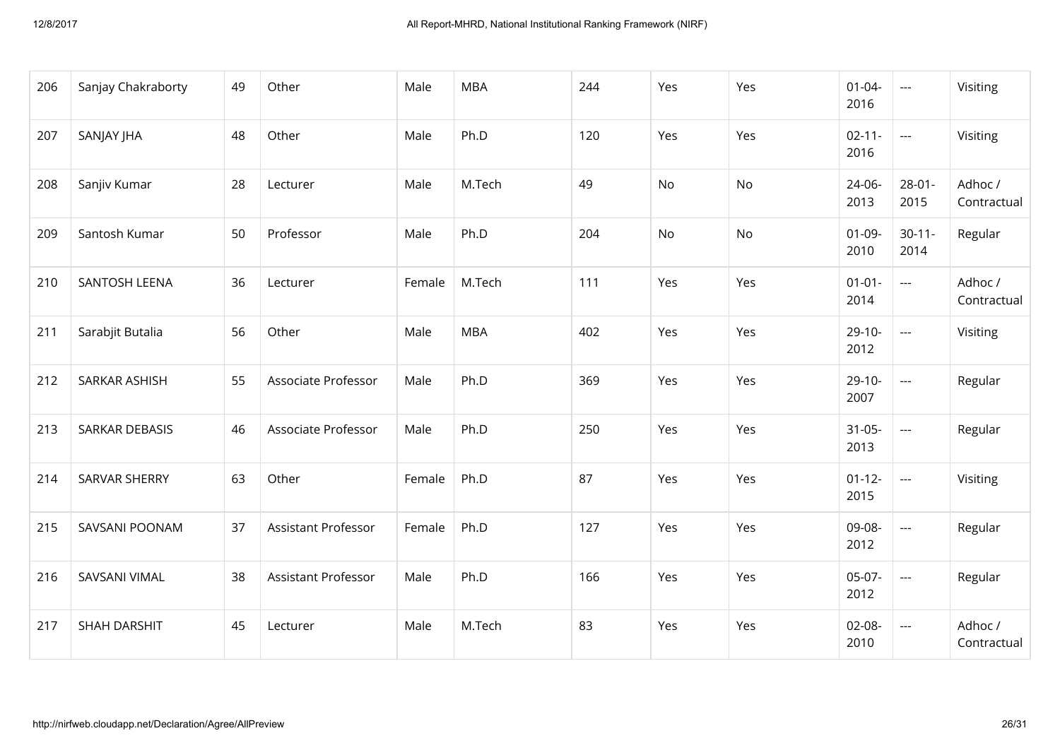| 206 | Sanjay Chakraborty | 49 | Other | Male | MBA | 244 | Yes | Yes | 01-04-2016 | --- | Visiting |
|---|---|---|---|---|---|---|---|---|---|---|---|
| 207 | SANJAY JHA | 48 | Other | Male | Ph.D | 120 | Yes | Yes | 02-11-2016 | --- | Visiting |
| 208 | Sanjiv Kumar | 28 | Lecturer | Male | M.Tech | 49 | No | No | 24-06-2013 | 28-01-2015 | Adhoc / Contractual |
| 209 | Santosh Kumar | 50 | Professor | Male | Ph.D | 204 | No | No | 01-09-2010 | 30-11-2014 | Regular |
| 210 | SANTOSH LEENA | 36 | Lecturer | Female | M.Tech | 111 | Yes | Yes | 01-01-2014 | --- | Adhoc / Contractual |
| 211 | Sarabjit Butalia | 56 | Other | Male | MBA | 402 | Yes | Yes | 29-10-2012 | --- | Visiting |
| 212 | SARKAR ASHISH | 55 | Associate Professor | Male | Ph.D | 369 | Yes | Yes | 29-10-2007 | --- | Regular |
| 213 | SARKAR DEBASIS | 46 | Associate Professor | Male | Ph.D | 250 | Yes | Yes | 31-05-2013 | --- | Regular |
| 214 | SARVAR SHERRY | 63 | Other | Female | Ph.D | 87 | Yes | Yes | 01-12-2015 | --- | Visiting |
| 215 | SAVSANI POONAM | 37 | Assistant Professor | Female | Ph.D | 127 | Yes | Yes | 09-08-2012 | --- | Regular |
| 216 | SAVSANI VIMAL | 38 | Assistant Professor | Male | Ph.D | 166 | Yes | Yes | 05-07-2012 | --- | Regular |
| 217 | SHAH DARSHIT | 45 | Lecturer | Male | M.Tech | 83 | Yes | Yes | 02-08-2010 | --- | Adhoc / Contractual |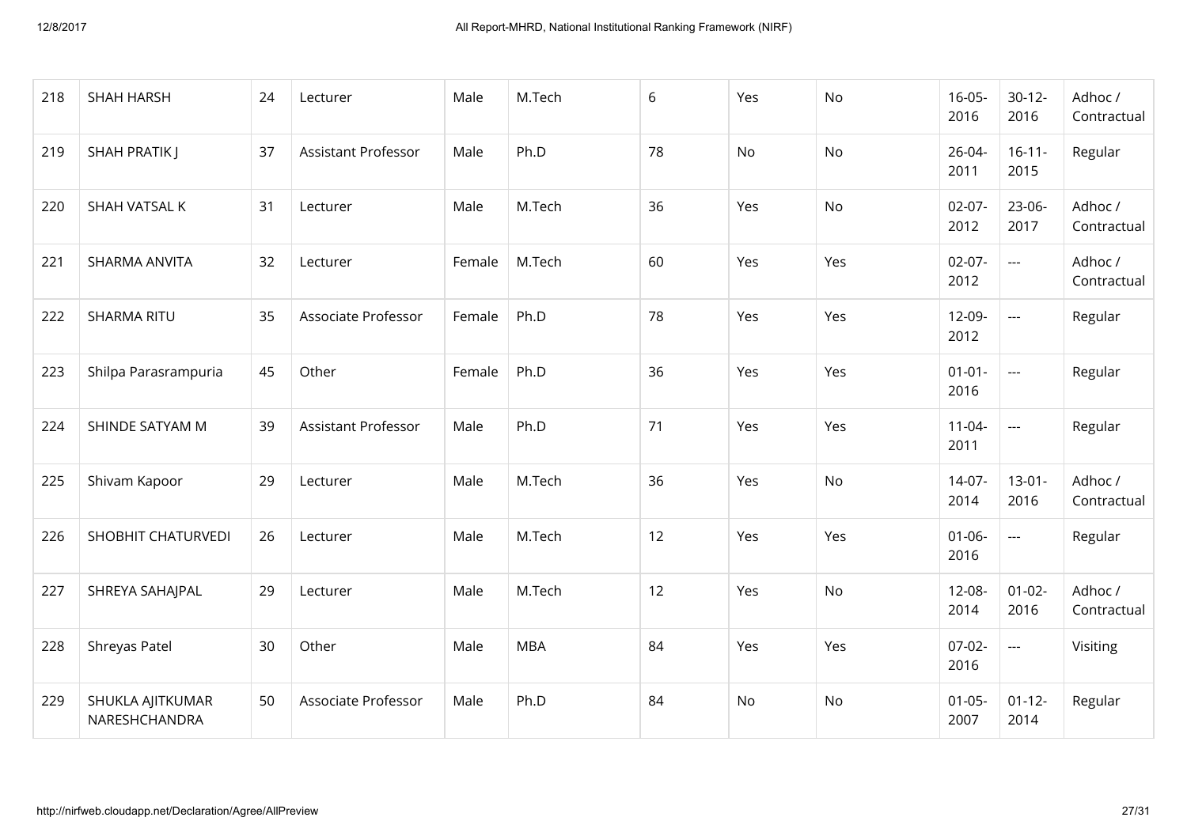| | | | | | | | | | | | |
|---|---|---|---|---|---|---|---|---|---|---|---|
| 218 | SHAH HARSH | 24 | Lecturer | Male | M.Tech | 6 | Yes | No | 16-05-2016 | 30-12-2016 | Adhoc / Contractual |
| 219 | SHAH PRATIK J | 37 | Assistant Professor | Male | Ph.D | 78 | No | No | 26-04-2011 | 16-11-2015 | Regular |
| 220 | SHAH VATSAL K | 31 | Lecturer | Male | M.Tech | 36 | Yes | No | 02-07-2012 | 23-06-2017 | Adhoc / Contractual |
| 221 | SHARMA ANVITA | 32 | Lecturer | Female | M.Tech | 60 | Yes | Yes | 02-07-2012 | --- | Adhoc / Contractual |
| 222 | SHARMA RITU | 35 | Associate Professor | Female | Ph.D | 78 | Yes | Yes | 12-09-2012 | --- | Regular |
| 223 | Shilpa Parasrampuria | 45 | Other | Female | Ph.D | 36 | Yes | Yes | 01-01-2016 | --- | Regular |
| 224 | SHINDE SATYAM M | 39 | Assistant Professor | Male | Ph.D | 71 | Yes | Yes | 11-04-2011 | --- | Regular |
| 225 | Shivam Kapoor | 29 | Lecturer | Male | M.Tech | 36 | Yes | No | 14-07-2014 | 13-01-2016 | Adhoc / Contractual |
| 226 | SHOBHIT CHATURVEDI | 26 | Lecturer | Male | M.Tech | 12 | Yes | Yes | 01-06-2016 | --- | Regular |
| 227 | SHREYA SAHAJPAL | 29 | Lecturer | Male | M.Tech | 12 | Yes | No | 12-08-2014 | 01-02-2016 | Adhoc / Contractual |
| 228 | Shreyas Patel | 30 | Other | Male | MBA | 84 | Yes | Yes | 07-02-2016 | --- | Visiting |
| 229 | SHUKLA AJITKUMAR NARESHCHANDRA | 50 | Associate Professor | Male | Ph.D | 84 | No | No | 01-05-2007 | 01-12-2014 | Regular |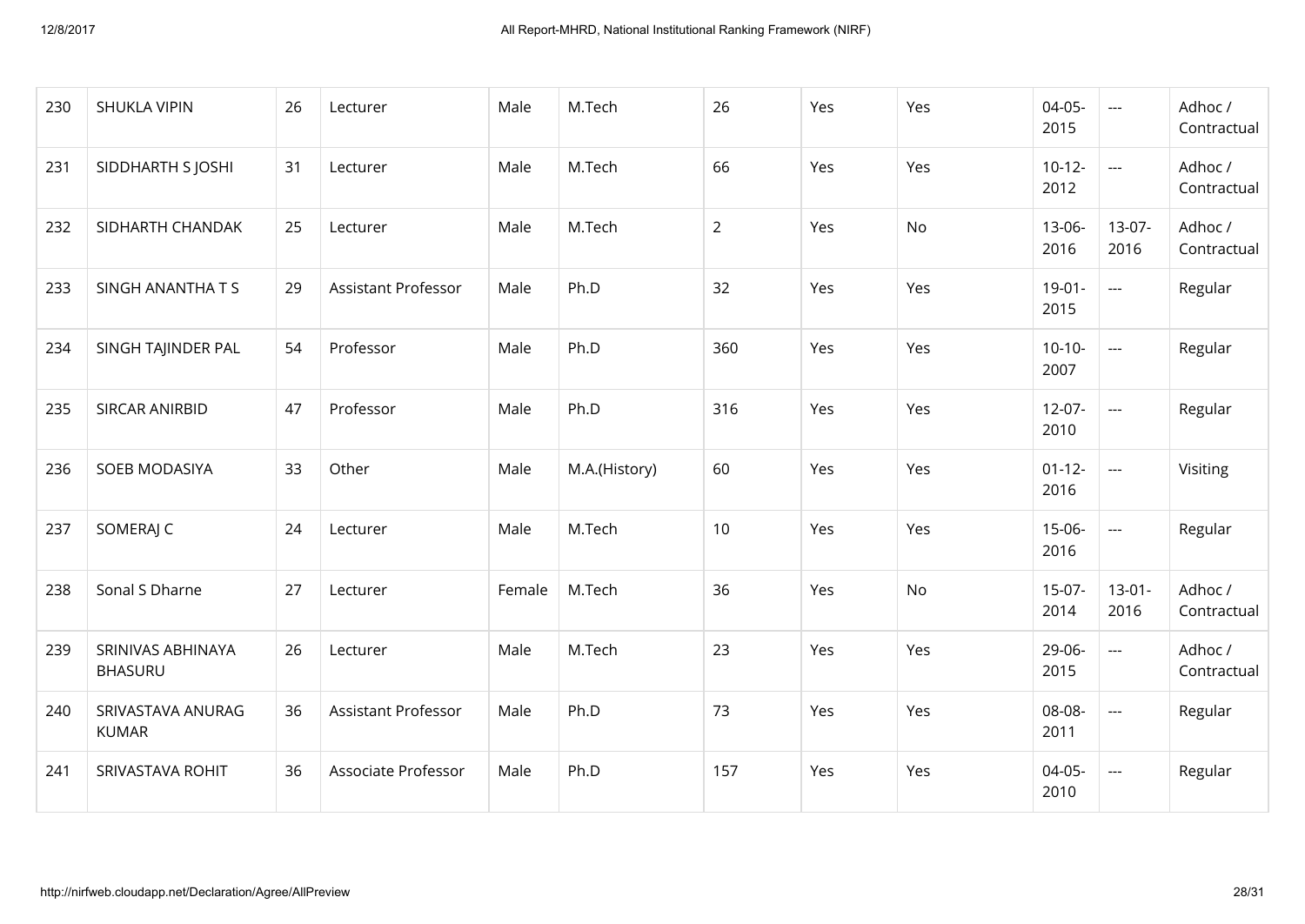| 230 | SHUKLA VIPIN | 26 | Lecturer | Male | M.Tech | 26 | Yes | Yes | 04-05-2015 | --- | Adhoc / Contractual |
|---|---|---|---|---|---|---|---|---|---|---|---|
| 231 | SIDDHARTH S JOSHI | 31 | Lecturer | Male | M.Tech | 66 | Yes | Yes | 10-12-2012 | --- | Adhoc / Contractual |
| 232 | SIDHARTH CHANDAK | 25 | Lecturer | Male | M.Tech | 2 | Yes | No | 13-06-2016 | 13-07-2016 | Adhoc / Contractual |
| 233 | SINGH ANANTHA T S | 29 | Assistant Professor | Male | Ph.D | 32 | Yes | Yes | 19-01-2015 | --- | Regular |
| 234 | SINGH TAJINDER PAL | 54 | Professor | Male | Ph.D | 360 | Yes | Yes | 10-10-2007 | --- | Regular |
| 235 | SIRCAR ANIRBID | 47 | Professor | Male | Ph.D | 316 | Yes | Yes | 12-07-2010 | --- | Regular |
| 236 | SOEB MODASIYA | 33 | Other | Male | M.A.(History) | 60 | Yes | Yes | 01-12-2016 | --- | Visiting |
| 237 | SOMERAJ C | 24 | Lecturer | Male | M.Tech | 10 | Yes | Yes | 15-06-2016 | --- | Regular |
| 238 | Sonal S Dharne | 27 | Lecturer | Female | M.Tech | 36 | Yes | No | 15-07-2014 | 13-01-2016 | Adhoc / Contractual |
| 239 | SRINIVAS ABHINAYA BHASURU | 26 | Lecturer | Male | M.Tech | 23 | Yes | Yes | 29-06-2015 | --- | Adhoc / Contractual |
| 240 | SRIVASTAVA ANURAG KUMAR | 36 | Assistant Professor | Male | Ph.D | 73 | Yes | Yes | 08-08-2011 | --- | Regular |
| 241 | SRIVASTAVA ROHIT | 36 | Associate Professor | Male | Ph.D | 157 | Yes | Yes | 04-05-2010 | --- | Regular |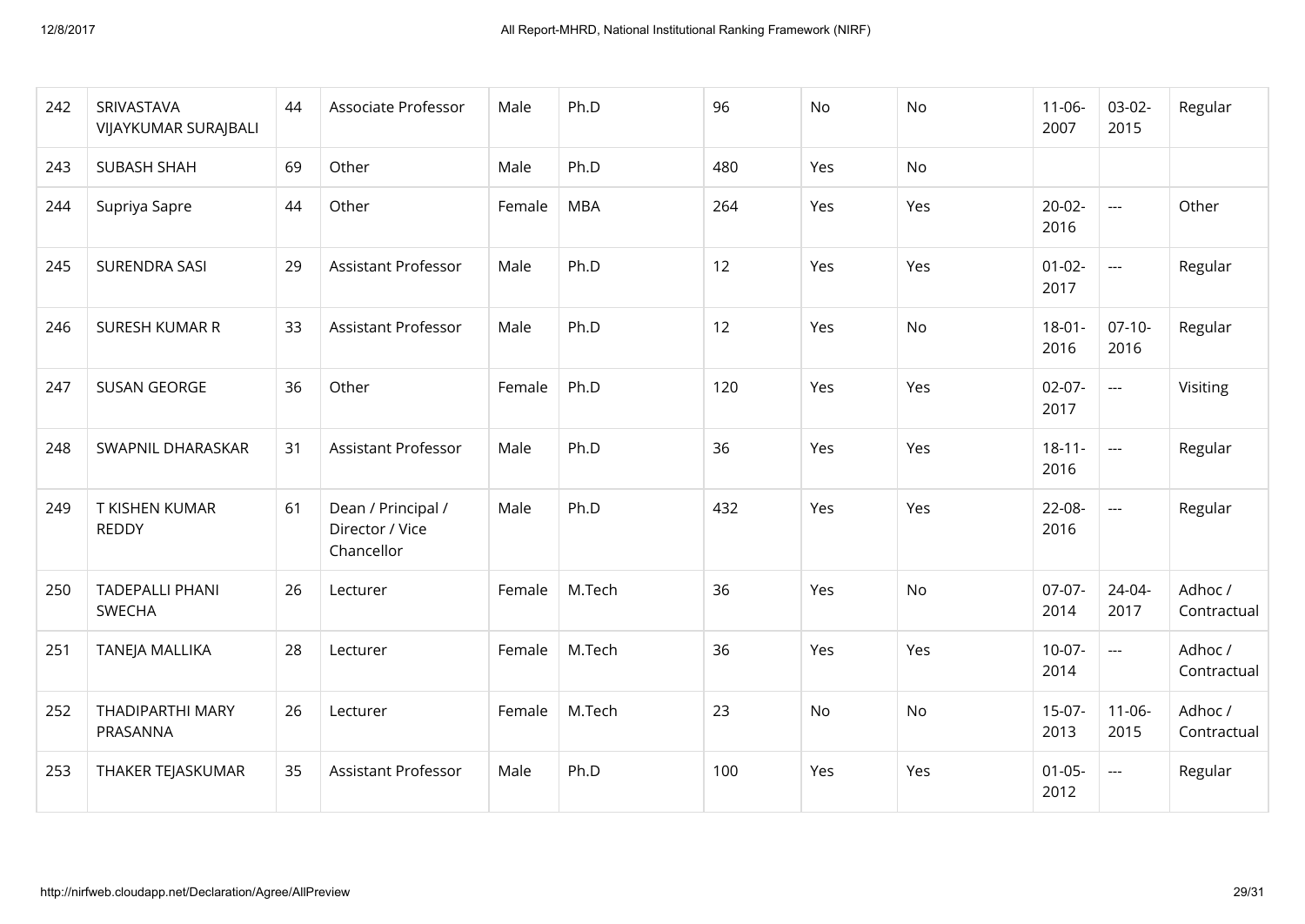| 242 | SRIVASTAVA VIJAYKUMAR SURAJBALI | 44 | Associate Professor | Male | Ph.D | 96 | No | No | 11-06-2007 | 03-02-2015 | Regular |
|---|---|---|---|---|---|---|---|---|---|---|---|
| 243 | SUBASH SHAH | 69 | Other | Male | Ph.D | 480 | Yes | No | | | |
| 244 | Supriya Sapre | 44 | Other | Female | MBA | 264 | Yes | Yes | 20-02-2016 | --- | Other |
| 245 | SURENDRA SASI | 29 | Assistant Professor | Male | Ph.D | 12 | Yes | Yes | 01-02-2017 | --- | Regular |
| 246 | SURESH KUMAR R | 33 | Assistant Professor | Male | Ph.D | 12 | Yes | No | 18-01-2016 | 07-10-2016 | Regular |
| 247 | SUSAN GEORGE | 36 | Other | Female | Ph.D | 120 | Yes | Yes | 02-07-2017 | --- | Visiting |
| 248 | SWAPNIL DHARASKAR | 31 | Assistant Professor | Male | Ph.D | 36 | Yes | Yes | 18-11-2016 | --- | Regular |
| 249 | T KISHEN KUMAR REDDY | 61 | Dean / Principal / Director / Vice Chancellor | Male | Ph.D | 432 | Yes | Yes | 22-08-2016 | --- | Regular |
| 250 | TADEPALLI PHANI SWECHA | 26 | Lecturer | Female | M.Tech | 36 | Yes | No | 07-07-2014 | 24-04-2017 | Adhoc / Contractual |
| 251 | TANEJA MALLIKA | 28 | Lecturer | Female | M.Tech | 36 | Yes | Yes | 10-07-2014 | --- | Adhoc / Contractual |
| 252 | THADIPARTHI MARY PRASANNA | 26 | Lecturer | Female | M.Tech | 23 | No | No | 15-07-2013 | 11-06-2015 | Adhoc / Contractual |
| 253 | THAKER TEJASKUMAR | 35 | Assistant Professor | Male | Ph.D | 100 | Yes | Yes | 01-05-2012 | --- | Regular |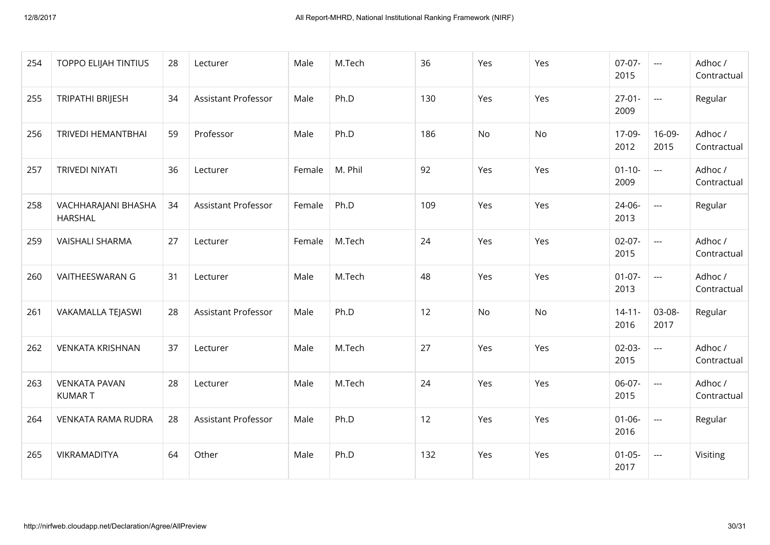| 254 | TOPPO ELIJAH TINTIUS | 28 | Lecturer | Male | M.Tech | 36 | Yes | Yes | 07-07-2015 | --- | Adhoc / Contractual |
|---|---|---|---|---|---|---|---|---|---|---|---|
| 255 | TRIPATHI BRIJESH | 34 | Assistant Professor | Male | Ph.D | 130 | Yes | Yes | 27-01-2009 | --- | Regular |
| 256 | TRIVEDI HEMANTBHAI | 59 | Professor | Male | Ph.D | 186 | No | No | 17-09-2012 | 16-09-2015 | Adhoc / Contractual |
| 257 | TRIVEDI NIYATI | 36 | Lecturer | Female | M. Phil | 92 | Yes | Yes | 01-10-2009 | --- | Adhoc / Contractual |
| 258 | VACHHARAJANI BHASHA HARSHAL | 34 | Assistant Professor | Female | Ph.D | 109 | Yes | Yes | 24-06-2013 | --- | Regular |
| 259 | VAISHALI SHARMA | 27 | Lecturer | Female | M.Tech | 24 | Yes | Yes | 02-07-2015 | --- | Adhoc / Contractual |
| 260 | VAITHEESWARAN G | 31 | Lecturer | Male | M.Tech | 48 | Yes | Yes | 01-07-2013 | --- | Adhoc / Contractual |
| 261 | VAKAMALLA TEJASWI | 28 | Assistant Professor | Male | Ph.D | 12 | No | No | 14-11-2016 | 03-08-2017 | Regular |
| 262 | VENKATA KRISHNAN | 37 | Lecturer | Male | M.Tech | 27 | Yes | Yes | 02-03-2015 | --- | Adhoc / Contractual |
| 263 | VENKATA PAVAN KUMAR T | 28 | Lecturer | Male | M.Tech | 24 | Yes | Yes | 06-07-2015 | --- | Adhoc / Contractual |
| 264 | VENKATA RAMA RUDRA | 28 | Assistant Professor | Male | Ph.D | 12 | Yes | Yes | 01-06-2016 | --- | Regular |
| 265 | VIKRAMADITYA | 64 | Other | Male | Ph.D | 132 | Yes | Yes | 01-05-2017 | --- | Visiting |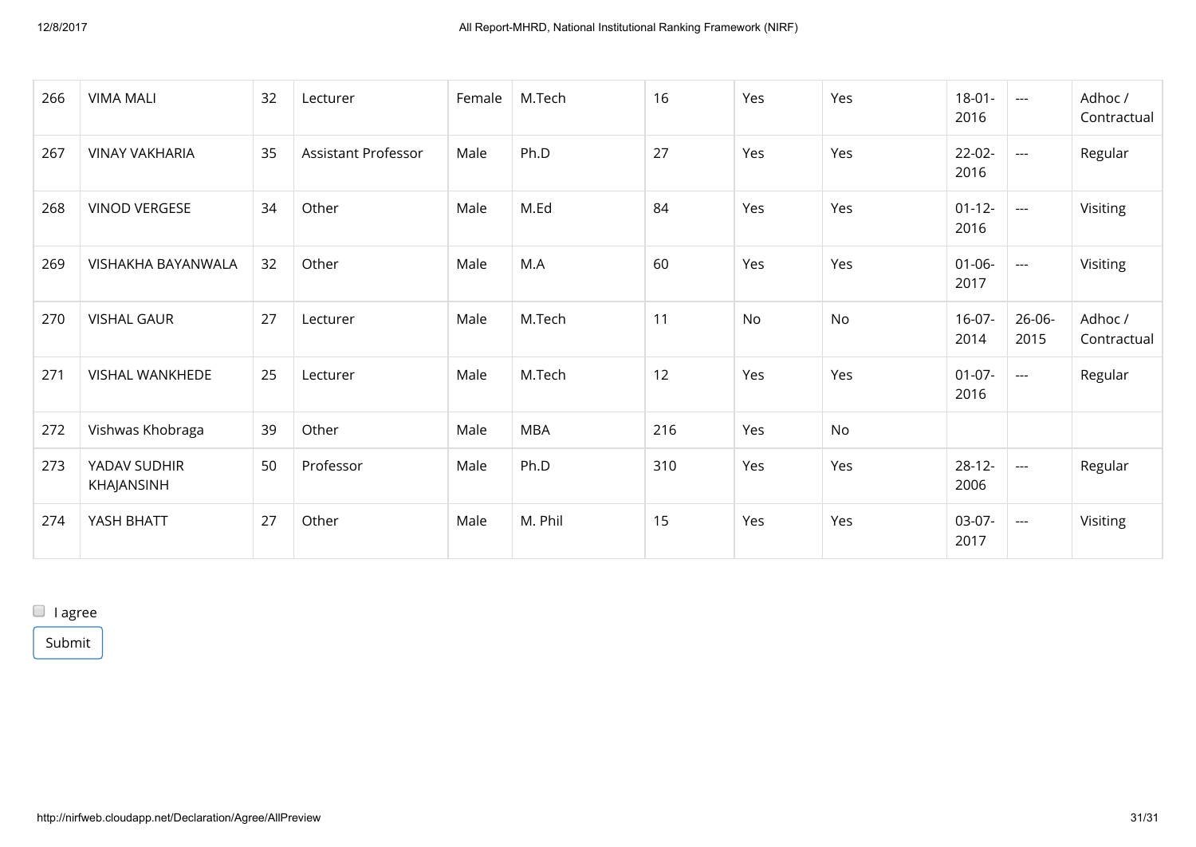| | | | | | | | | | | | |
|---|---|---|---|---|---|---|---|---|---|---|---|
| 266 | VIMA MALI | 32 | Lecturer | Female | M.Tech | 16 | Yes | Yes | 18-01-2016 | --- | Adhoc / Contractual |
| 267 | VINAY VAKHARIA | 35 | Assistant Professor | Male | Ph.D | 27 | Yes | Yes | 22-02-2016 | --- | Regular |
| 268 | VINOD VERGESE | 34 | Other | Male | M.Ed | 84 | Yes | Yes | 01-12-2016 | --- | Visiting |
| 269 | VISHAKHA BAYANWALA | 32 | Other | Male | M.A | 60 | Yes | Yes | 01-06-2017 | --- | Visiting |
| 270 | VISHAL GAUR | 27 | Lecturer | Male | M.Tech | 11 | No | No | 16-07-2014 | 26-06-2015 | Adhoc / Contractual |
| 271 | VISHAL WANKHEDE | 25 | Lecturer | Male | M.Tech | 12 | Yes | Yes | 01-07-2016 | --- | Regular |
| 272 | Vishwas Khobraga | 39 | Other | Male | MBA | 216 | Yes | No | | | |
| 273 | YADAV SUDHIR KHAJANSINH | 50 | Professor | Male | Ph.D | 310 | Yes | Yes | 28-12-2006 | --- | Regular |
| 274 | YASH BHATT | 27 | Other | Male | M. Phil | 15 | Yes | Yes | 03-07-2017 | --- | Visiting |

☐ I agree

Submit